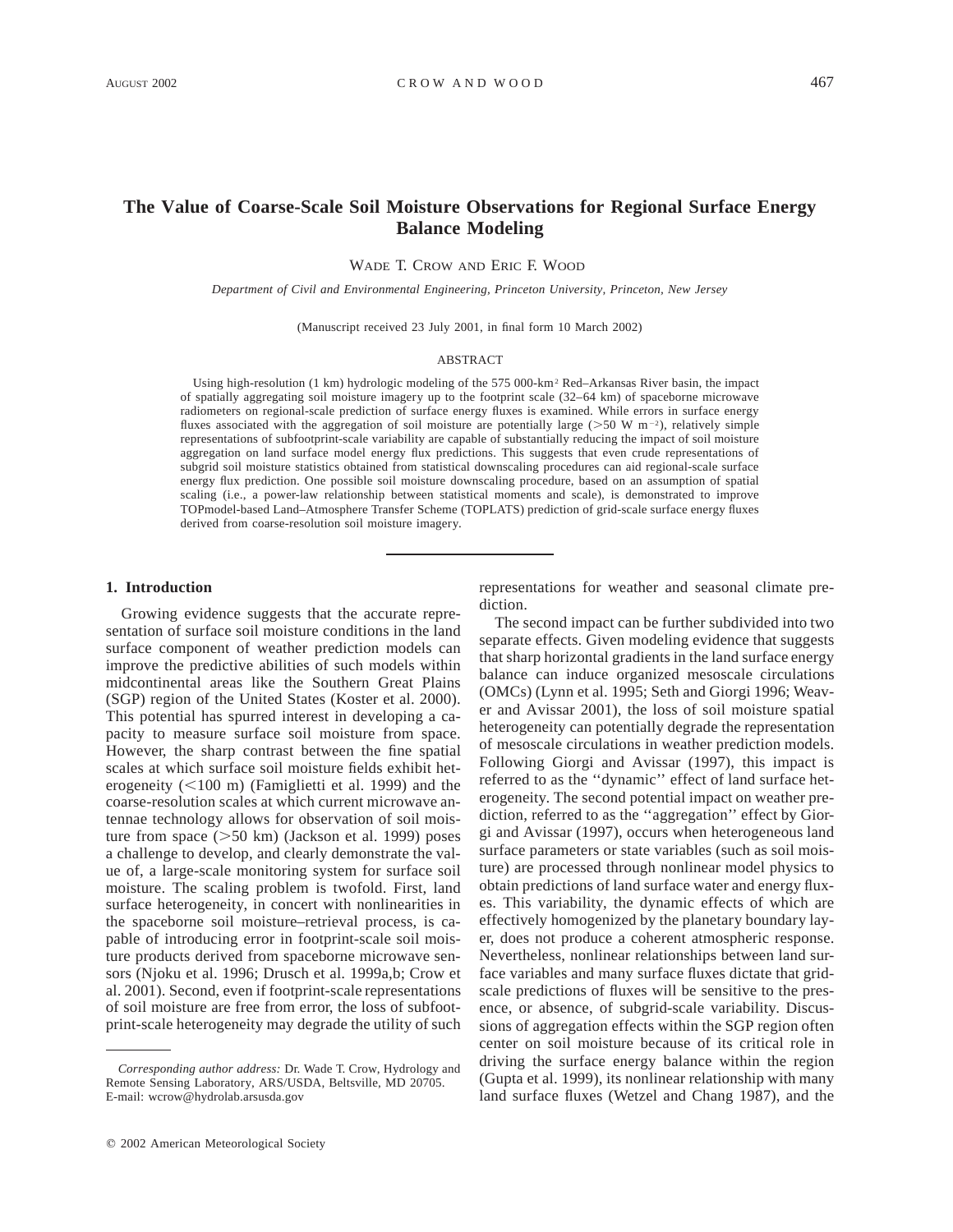# The Value of Coarse-Scale Soil Moisture Observations for Regional Surface Energy Balance Modeling

WADE T. CROW AND ERIC F. WOOD

*Department of Civil and Environmental Engineering, Princeton University, Princeton, New Jersey*

(Manuscript received 23 July 2001, in final form 10 March 2002)

## ABSTRACT

Using high-resolution (1 km) hydrologic modeling of the 575 000-km$^2$ Red–Arkansas River basin, the impact of spatially aggregating soil moisture imagery up to the footprint scale (32–64 km) of spaceborne microwave radiometers on regional-scale prediction of surface energy fluxes is examined. While errors in surface energy fluxes associated with the aggregation of soil moisture are potentially large (>50 W m$^{-2}$), relatively simple representations of subfootprint-scale variability are capable of substantially reducing the impact of soil moisture aggregation on land surface model energy flux predictions. This suggests that even crude representations of subgrid soil moisture statistics obtained from statistical downscaling procedures can aid regional-scale surface energy flux prediction. One possible soil moisture downscaling procedure, based on an assumption of spatial scaling (i.e., a power-law relationship between statistical moments and scale), is demonstrated to improve TOPmodel-based Land–Atmosphere Transfer Scheme (TOPLATS) prediction of grid-scale surface energy fluxes derived from coarse-resolution soil moisture imagery.

## 1. Introduction

Growing evidence suggests that the accurate representation of surface soil moisture conditions in the land surface component of weather prediction models can improve the predictive abilities of such models within midcontinental areas like the Southern Great Plains (SGP) region of the United States (Koster et al. 2000). This potential has spurred interest in developing a capacity to measure surface soil moisture from space. However, the sharp contrast between the fine spatial scales at which surface soil moisture fields exhibit heterogeneity (<100 m) (Famiglietti et al. 1999) and the coarse-resolution scales at which current microwave antennae technology allows for observation of soil moisture from space (>50 km) (Jackson et al. 1999) poses a challenge to develop, and clearly demonstrate the value of, a large-scale monitoring system for surface soil moisture. The scaling problem is twofold. First, land surface heterogeneity, in concert with nonlinearities in the spaceborne soil moisture–retrieval process, is capable of introducing error in footprint-scale soil moisture products derived from spaceborne microwave sensors (Njoku et al. 1996; Drusch et al. 1999a,b; Crow et al. 2001). Second, even if footprint-scale representations of soil moisture are free from error, the loss of subfootprint-scale heterogeneity may degrade the utility of such representations for weather and seasonal climate prediction.

The second impact can be further subdivided into two separate effects. Given modeling evidence that suggests that sharp horizontal gradients in the land surface energy balance can induce organized mesoscale circulations (OMCs) (Lynn et al. 1995; Seth and Giorgi 1996; Weaver and Avissar 2001), the loss of soil moisture spatial heterogeneity can potentially degrade the representation of mesoscale circulations in weather prediction models. Following Giorgi and Avissar (1997), this impact is referred to as the ''dynamic'' effect of land surface heterogeneity. The second potential impact on weather prediction, referred to as the ''aggregation'' effect by Giorgi and Avissar (1997), occurs when heterogeneous land surface parameters or state variables (such as soil moisture) are processed through nonlinear model physics to obtain predictions of land surface water and energy fluxes. This variability, the dynamic effects of which are effectively homogenized by the planetary boundary layer, does not produce a coherent atmospheric response. Nevertheless, nonlinear relationships between land surface variables and many surface fluxes dictate that grid-scale predictions of fluxes will be sensitive to the presence, or absence, of subgrid-scale variability. Discussions of aggregation effects within the SGP region often center on soil moisture because of its critical role in driving the surface energy balance within the region (Gupta et al. 1999), its nonlinear relationship with many land surface fluxes (Wetzel and Chang 1987), and the

---

*Corresponding author address:* Dr. Wade T. Crow, Hydrology and Remote Sensing Laboratory, ARS/USDA, Beltsville, MD 20705.
E-mail: wcrow@hydrolab.arsusda.gov

© 2002 American Meteorological Society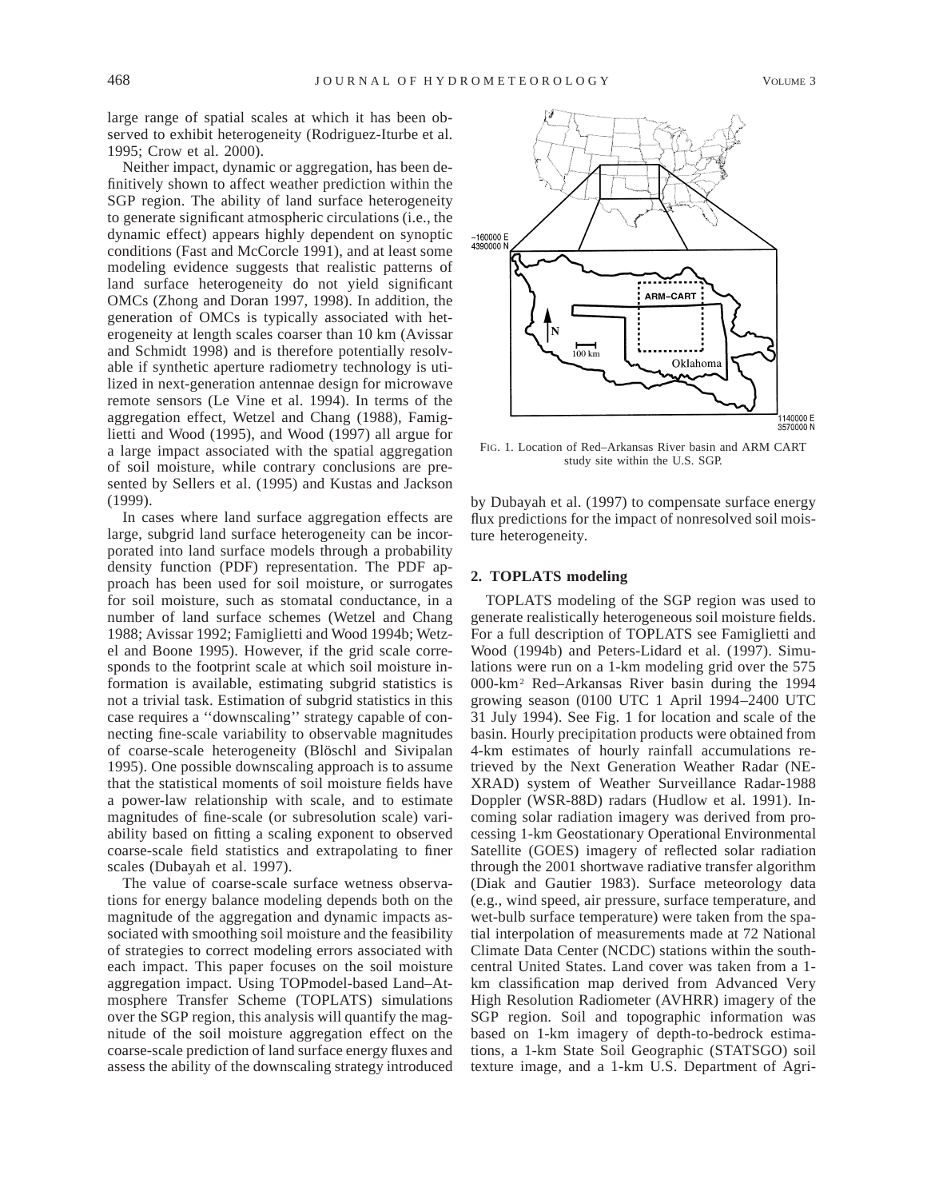large range of spatial scales at which it has been observed to exhibit heterogeneity (Rodriguez-Iturbe et al. 1995; Crow et al. 2000).

Neither impact, dynamic or aggregation, has been definitively shown to affect weather prediction within the SGP region. The ability of land surface heterogeneity to generate significant atmospheric circulations (i.e., the dynamic effect) appears highly dependent on synoptic conditions (Fast and McCorcle 1991), and at least some modeling evidence suggests that realistic patterns of land surface heterogeneity do not yield significant OMCs (Zhong and Doran 1997, 1998). In addition, the generation of OMCs is typically associated with heterogeneity at length scales coarser than 10 km (Avissar and Schmidt 1998) and is therefore potentially resolvable if synthetic aperture radiometry technology is utilized in next-generation antennae design for microwave remote sensors (Le Vine et al. 1994). In terms of the aggregation effect, Wetzel and Chang (1988), Famiglietti and Wood (1995), and Wood (1997) all argue for a large impact associated with the spatial aggregation of soil moisture, while contrary conclusions are presented by Sellers et al. (1995) and Kustas and Jackson (1999).

In cases where land surface aggregation effects are large, subgrid land surface heterogeneity can be incorporated into land surface models through a probability density function (PDF) representation. The PDF approach has been used for soil moisture, or surrogates for soil moisture, such as stomatal conductance, in a number of land surface schemes (Wetzel and Chang 1988; Avissar 1992; Famiglietti and Wood 1994b; Wetzel and Boone 1995). However, if the grid scale corresponds to the footprint scale at which soil moisture information is available, estimating subgrid statistics is not a trivial task. Estimation of subgrid statistics in this case requires a ''downscaling'' strategy capable of connecting fine-scale variability to observable magnitudes of coarse-scale heterogeneity (Blöschl and Sivipalan 1995). One possible downscaling approach is to assume that the statistical moments of soil moisture fields have a power-law relationship with scale, and to estimate magnitudes of fine-scale (or subresolution scale) variability based on fitting a scaling exponent to observed coarse-scale field statistics and extrapolating to finer scales (Dubayah et al. 1997).

The value of coarse-scale surface wetness observations for energy balance modeling depends both on the magnitude of the aggregation and dynamic impacts associated with smoothing soil moisture and the feasibility of strategies to correct modeling errors associated with each impact. This paper focuses on the soil moisture aggregation impact. Using TOPmodel-based Land–Atmosphere Transfer Scheme (TOPLATS) simulations over the SGP region, this analysis will quantify the magnitude of the soil moisture aggregation effect on the coarse-scale prediction of land surface energy fluxes and assess the ability of the downscaling strategy introduced by Dubayah et al. (1997) to compensate surface energy flux predictions for the impact of nonresolved soil moisture heterogeneity.

FIG. 1. Location of Red–Arkansas River basin and ARM CART study site within the U.S. SGP.

## 2. TOPLATS modeling

TOPLATS modeling of the SGP region was used to generate realistically heterogeneous soil moisture fields. For a full description of TOPLATS see Famiglietti and Wood (1994b) and Peters-Lidard et al. (1997). Simulations were run on a 1-km modeling grid over the 575 000-km$^2$ Red–Arkansas River basin during the 1994 growing season (0100 UTC 1 April 1994–2400 UTC 31 July 1994). See Fig. 1 for location and scale of the basin. Hourly precipitation products were obtained from 4-km estimates of hourly rainfall accumulations retrieved by the Next Generation Weather Radar (NEXRAD) system of Weather Surveillance Radar-1988 Doppler (WSR-88D) radars (Hudlow et al. 1991). Incoming solar radiation imagery was derived from processing 1-km Geostationary Operational Environmental Satellite (GOES) imagery of reflected solar radiation through the 2001 shortwave radiative transfer algorithm (Diak and Gautier 1983). Surface meteorology data (e.g., wind speed, air pressure, surface temperature, and wet-bulb surface temperature) were taken from the spatial interpolation of measurements made at 72 National Climate Data Center (NCDC) stations within the south-central United States. Land cover was taken from a 1-km classification map derived from Advanced Very High Resolution Radiometer (AVHRR) imagery of the SGP region. Soil and topographic information was based on 1-km imagery of depth-to-bedrock estimations, a 1-km State Soil Geographic (STATSGO) soil texture image, and a 1-km U.S. Department of Agri-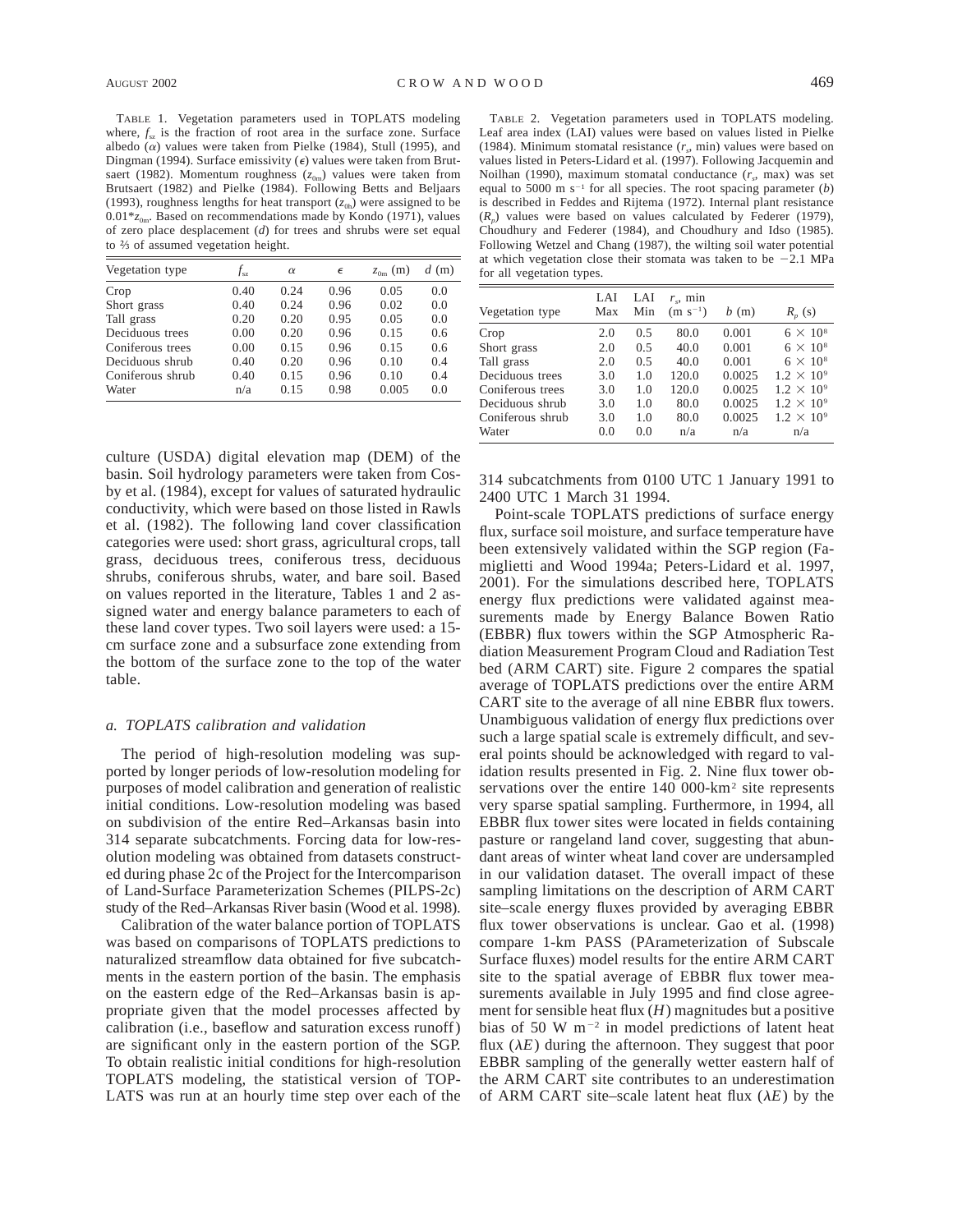TABLE 1. Vegetation parameters used in TOPLATS modeling where, $f_{sz}$ is the fraction of root area in the surface zone. Surface albedo ($\alpha$) values were taken from Pielke (1984), Stull (1995), and Dingman (1994). Surface emissivity ($\epsilon$) values were taken from Brutsaert (1982). Momentum roughness ($z_{0m}$) values were taken from Brutsaert (1982) and Pielke (1984). Following Betts and Beljaars (1993), roughness lengths for heat transport ($z_{0h}$) were assigned to be $0.01 * z_{0m}$. Based on recommendations made by Kondo (1971), values of zero place desplacement ($d$) for trees and shrubs were set equal to ⅔ of assumed vegetation height.

| Vegetation type | $f_{sz}$ | $\alpha$ | $\epsilon$ | $z_{0m}$ (m) | $d$ (m) |
|---|---|---|---|---|---|
| Crop | 0.40 | 0.24 | 0.96 | 0.05 | 0.0 |
| Short grass | 0.40 | 0.24 | 0.96 | 0.02 | 0.0 |
| Tall grass | 0.20 | 0.20 | 0.95 | 0.05 | 0.0 |
| Deciduous trees | 0.00 | 0.20 | 0.96 | 0.15 | 0.6 |
| Coniferous trees | 0.00 | 0.15 | 0.96 | 0.15 | 0.6 |
| Deciduous shrub | 0.40 | 0.20 | 0.96 | 0.10 | 0.4 |
| Coniferous shrub | 0.40 | 0.15 | 0.96 | 0.10 | 0.4 |
| Water | n/a | 0.15 | 0.98 | 0.005 | 0.0 |

TABLE 2. Vegetation parameters used in TOPLATS modeling. Leaf area index (LAI) values were based on values listed in Pielke (1984). Minimum stomatal resistance ($r_s$, min) values were based on values listed in Peters-Lidard et al. (1997). Following Jacquemin and Noilhan (1990), maximum stomatal conductance ($r_s$, max) was set equal to 5000 m s$^{-1}$ for all species. The root spacing parameter ($b$) is described in Feddes and Rijtema (1972). Internal plant resistance ($R_p$) values were based on values calculated by Federer (1979), Choudhury and Federer (1984), and Choudhury and Idso (1985). Following Wetzel and Chang (1987), the wilting soil water potential at which vegetation close their stomata was taken to be −2.1 MPa for all vegetation types.

| Vegetation type | LAI Max | LAI Min | $r_s$, min (m s$^{-1}$) | $b$ (m) | $R_p$ (s) |
|---|---|---|---|---|---|
| Crop | 2.0 | 0.5 | 80.0 | 0.001 | $6 \times 10^8$ |
| Short grass | 2.0 | 0.5 | 40.0 | 0.001 | $6 \times 10^8$ |
| Tall grass | 2.0 | 0.5 | 40.0 | 0.001 | $6 \times 10^8$ |
| Deciduous trees | 3.0 | 1.0 | 120.0 | 0.0025 | $1.2 \times 10^9$ |
| Coniferous trees | 3.0 | 1.0 | 120.0 | 0.0025 | $1.2 \times 10^9$ |
| Deciduous shrub | 3.0 | 1.0 | 80.0 | 0.0025 | $1.2 \times 10^9$ |
| Coniferous shrub | 3.0 | 1.0 | 80.0 | 0.0025 | $1.2 \times 10^9$ |
| Water | 0.0 | 0.0 | n/a | n/a | n/a |

culture (USDA) digital elevation map (DEM) of the basin. Soil hydrology parameters were taken from Cosby et al. (1984), except for values of saturated hydraulic conductivity, which were based on those listed in Rawls et al. (1982). The following land cover classification categories were used: short grass, agricultural crops, tall grass, deciduous trees, coniferous tress, deciduous shrubs, coniferous shrubs, water, and bare soil. Based on values reported in the literature, Tables 1 and 2 assigned water and energy balance parameters to each of these land cover types. Two soil layers were used: a 15-cm surface zone and a subsurface zone extending from the bottom of the surface zone to the top of the water table.

### *a. TOPLATS calibration and validation*

The period of high-resolution modeling was supported by longer periods of low-resolution modeling for purposes of model calibration and generation of realistic initial conditions. Low-resolution modeling was based on subdivision of the entire Red–Arkansas basin into 314 separate subcatchments. Forcing data for low-resolution modeling was obtained from datasets constructed during phase 2c of the Project for the Intercomparison of Land-Surface Parameterization Schemes (PILPS-2c) study of the Red–Arkansas River basin (Wood et al. 1998).

Calibration of the water balance portion of TOPLATS was based on comparisons of TOPLATS predictions to naturalized streamflow data obtained for five subcatchments in the eastern portion of the basin. The emphasis on the eastern edge of the Red–Arkansas basin is appropriate given that the model processes affected by calibration (i.e., baseflow and saturation excess runoff) are significant only in the eastern portion of the SGP. To obtain realistic initial conditions for high-resolution TOPLATS modeling, the statistical version of TOPLATS was run at an hourly time step over each of the 314 subcatchments from 0100 UTC 1 January 1991 to 2400 UTC 1 March 31 1994.

Point-scale TOPLATS predictions of surface energy flux, surface soil moisture, and surface temperature have been extensively validated within the SGP region (Famiglietti and Wood 1994a; Peters-Lidard et al. 1997, 2001). For the simulations described here, TOPLATS energy flux predictions were validated against measurements made by Energy Balance Bowen Ratio (EBBR) flux towers within the SGP Atmospheric Radiation Measurement Program Cloud and Radiation Test bed (ARM CART) site. Figure 2 compares the spatial average of TOPLATS predictions over the entire ARM CART site to the average of all nine EBBR flux towers. Unambiguous validation of energy flux predictions over such a large spatial scale is extremely difficult, and several points should be acknowledged with regard to validation results presented in Fig. 2. Nine flux tower observations over the entire 140 000-km$^2$ site represents very sparse spatial sampling. Furthermore, in 1994, all EBBR flux tower sites were located in fields containing pasture or rangeland land cover, suggesting that abundant areas of winter wheat land cover are undersampled in our validation dataset. The overall impact of these sampling limitations on the description of ARM CART site–scale energy fluxes provided by averaging EBBR flux tower observations is unclear. Gao et al. (1998) compare 1-km PASS (PArameterization of Subscale Surface fluxes) model results for the entire ARM CART site to the spatial average of EBBR flux tower measurements available in July 1995 and find close agreement for sensible heat flux ($H$) magnitudes but a positive bias of 50 W m$^{-2}$ in model predictions of latent heat flux ($\lambda E$) during the afternoon. They suggest that poor EBBR sampling of the generally wetter eastern half of the ARM CART site contributes to an underestimation of ARM CART site–scale latent heat flux ($\lambda E$) by the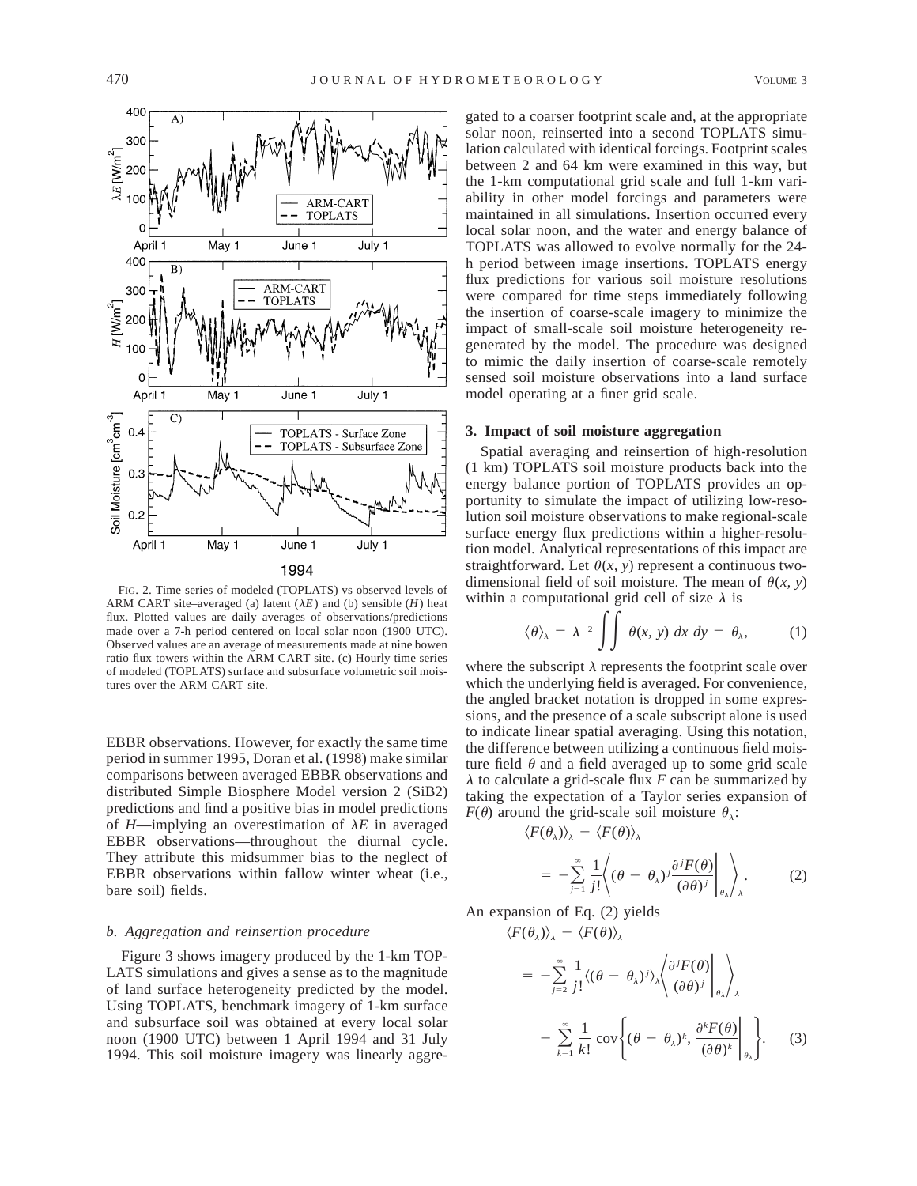FIG. 2. Time series of modeled (TOPLATS) vs observed levels of ARM CART site–averaged (a) latent ($\lambda E$) and (b) sensible ($H$) heat flux. Plotted values are daily averages of observations/predictions made over a 7-h period centered on local solar noon (1900 UTC). Observed values are an average of measurements made at nine bowen ratio flux towers within the ARM CART site. (c) Hourly time series of modeled (TOPLATS) surface and subsurface volumetric soil moistures over the ARM CART site.

EBBR observations. However, for exactly the same time period in summer 1995, Doran et al. (1998) make similar comparisons between averaged EBBR observations and distributed Simple Biosphere Model version 2 (SiB2) predictions and find a positive bias in model predictions of $H$—implying an overestimation of $\lambda E$ in averaged EBBR observations—throughout the diurnal cycle. They attribute this midsummer bias to the neglect of EBBR observations within fallow winter wheat (i.e., bare soil) fields.

### *b. Aggregation and reinsertion procedure*

Figure 3 shows imagery produced by the 1-km TOPLATS simulations and gives a sense as to the magnitude of land surface heterogeneity predicted by the model. Using TOPLATS, benchmark imagery of 1-km surface and subsurface soil was obtained at every local solar noon (1900 UTC) between 1 April 1994 and 31 July 1994. This soil moisture imagery was linearly aggregated to a coarser footprint scale and, at the appropriate solar noon, reinserted into a second TOPLATS simulation calculated with identical forcings. Footprint scales between 2 and 64 km were examined in this way, but the 1-km computational grid scale and full 1-km variability in other model forcings and parameters were maintained in all simulations. Insertion occurred every local solar noon, and the water and energy balance of TOPLATS was allowed to evolve normally for the 24-h period between image insertions. TOPLATS energy flux predictions for various soil moisture resolutions were compared for time steps immediately following the insertion of coarse-scale imagery to minimize the impact of small-scale soil moisture heterogeneity regenerated by the model. The procedure was designed to mimic the daily insertion of coarse-scale remotely sensed soil moisture observations into a land surface model operating at a finer grid scale.

## 3. Impact of soil moisture aggregation

Spatial averaging and reinsertion of high-resolution (1 km) TOPLATS soil moisture products back into the energy balance portion of TOPLATS provides an opportunity to simulate the impact of utilizing low-resolution soil moisture observations to make regional-scale surface energy flux predictions within a higher-resolution model. Analytical representations of this impact are straightforward. Let $\theta(x, y)$ represent a continuous two-dimensional field of soil moisture. The mean of $\theta(x, y)$ within a computational grid cell of size $\lambda$ is

$$\langle \theta \rangle_\lambda = \lambda^{-2} \iint \theta(x, y)\, dx\, dy = \theta_\lambda, \tag{1}$$

where the subscript $\lambda$ represents the footprint scale over which the underlying field is averaged. For convenience, the angled bracket notation is dropped in some expressions, and the presence of a scale subscript alone is used to indicate linear spatial averaging. Using this notation, the difference between utilizing a continuous field moisture field $\theta$ and a field averaged up to some grid scale $\lambda$ to calculate a grid-scale flux $F$ can be summarized by taking the expectation of a Taylor series expansion of $F(\theta)$ around the grid-scale soil moisture $\theta_\lambda$:

$$\langle F(\theta_\lambda) \rangle_\lambda - \langle F(\theta) \rangle_\lambda = -\sum_{j=1}^{\infty} \frac{1}{j!} \left\langle (\theta - \theta_\lambda)^j \frac{\partial^j F(\theta)}{(\partial \theta)^j} \bigg|_{\theta_\lambda} \right\rangle_\lambda . \tag{2}$$

An expansion of Eq. (2) yields

$$\langle F(\theta_\lambda) \rangle_\lambda - \langle F(\theta) \rangle_\lambda = -\sum_{j=2}^{\infty} \frac{1}{j!} \langle (\theta - \theta_\lambda)^j \rangle_\lambda \left\langle \frac{\partial^j F(\theta)}{(\partial \theta)^j} \bigg|_{\theta_\lambda} \right\rangle_\lambda - \sum_{k=1}^{\infty} \frac{1}{k!} \operatorname{cov}\left\{ (\theta - \theta_\lambda)^k, \frac{\partial^k F(\theta)}{(\partial \theta)^k} \bigg|_{\theta_\lambda} \right\}. \tag{3}$$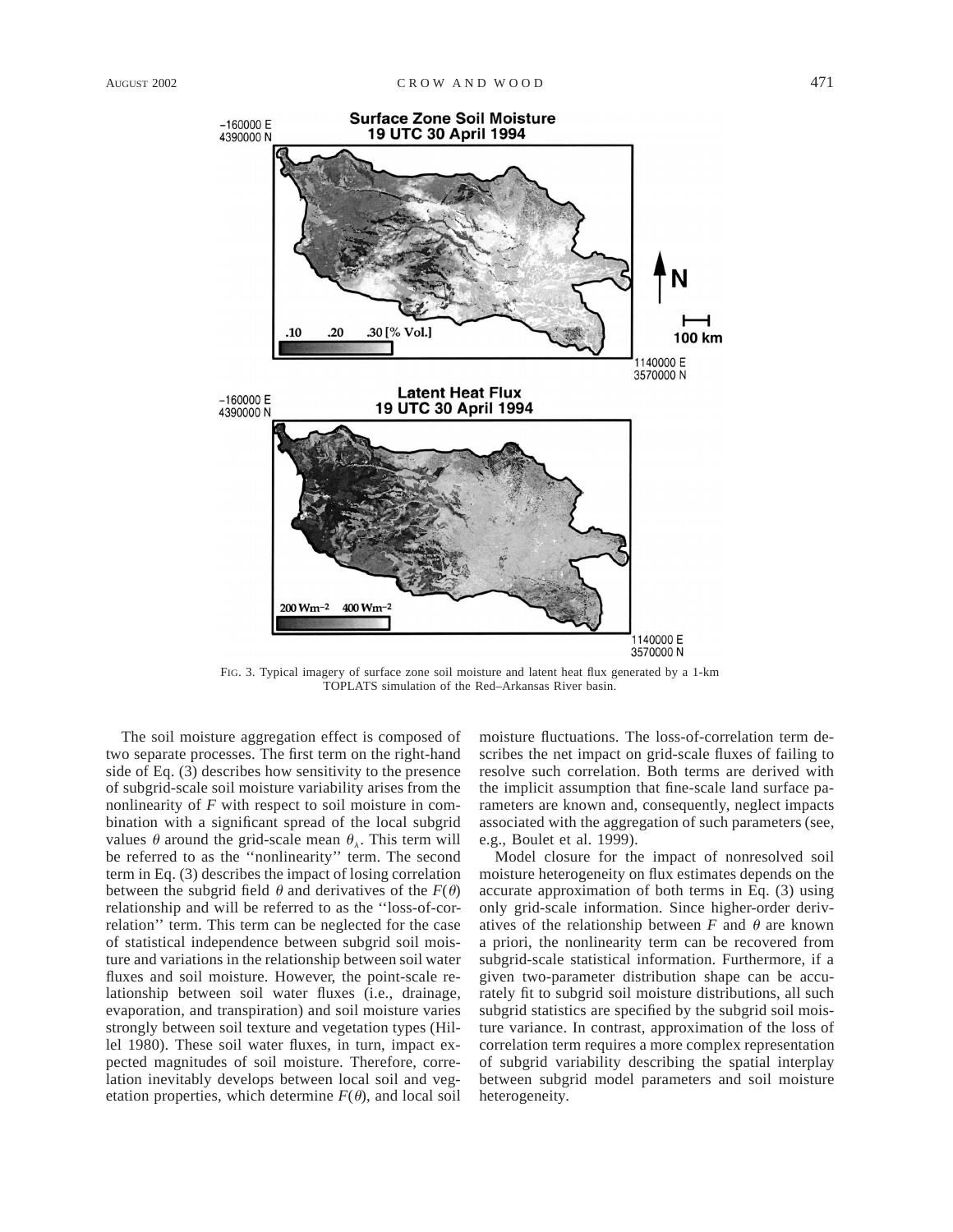FIG. 3. Typical imagery of surface zone soil moisture and latent heat flux generated by a 1-km TOPLATS simulation of the Red–Arkansas River basin.

The soil moisture aggregation effect is composed of two separate processes. The first term on the right-hand side of Eq. (3) describes how sensitivity to the presence of subgrid-scale soil moisture variability arises from the nonlinearity of $F$ with respect to soil moisture in combination with a significant spread of the local subgrid values $\theta$ around the grid-scale mean $\theta_A$. This term will be referred to as the ''nonlinearity'' term. The second term in Eq. (3) describes the impact of losing correlation between the subgrid field $\theta$ and derivatives of the $F(\theta)$ relationship and will be referred to as the ''loss-of-correlation'' term. This term can be neglected for the case of statistical independence between subgrid soil moisture and variations in the relationship between soil water fluxes and soil moisture. However, the point-scale relationship between soil water fluxes (i.e., drainage, evaporation, and transpiration) and soil moisture varies strongly between soil texture and vegetation types (Hillel 1980). These soil water fluxes, in turn, impact expected magnitudes of soil moisture. Therefore, correlation inevitably develops between local soil and vegetation properties, which determine $F(\theta)$, and local soil moisture fluctuations. The loss-of-correlation term describes the net impact on grid-scale fluxes of failing to resolve such correlation. Both terms are derived with the implicit assumption that fine-scale land surface parameters are known and, consequently, neglect impacts associated with the aggregation of such parameters (see, e.g., Boulet et al. 1999).

Model closure for the impact of nonresolved soil moisture heterogeneity on flux estimates depends on the accurate approximation of both terms in Eq. (3) using only grid-scale information. Since higher-order derivatives of the relationship between $F$ and $\theta$ are known a priori, the nonlinearity term can be recovered from subgrid-scale statistical information. Furthermore, if a given two-parameter distribution shape can be accurately fit to subgrid soil moisture distributions, all such subgrid statistics are specified by the subgrid soil moisture variance. In contrast, approximation of the loss of correlation term requires a more complex representation of subgrid variability describing the spatial interplay between subgrid model parameters and soil moisture heterogeneity.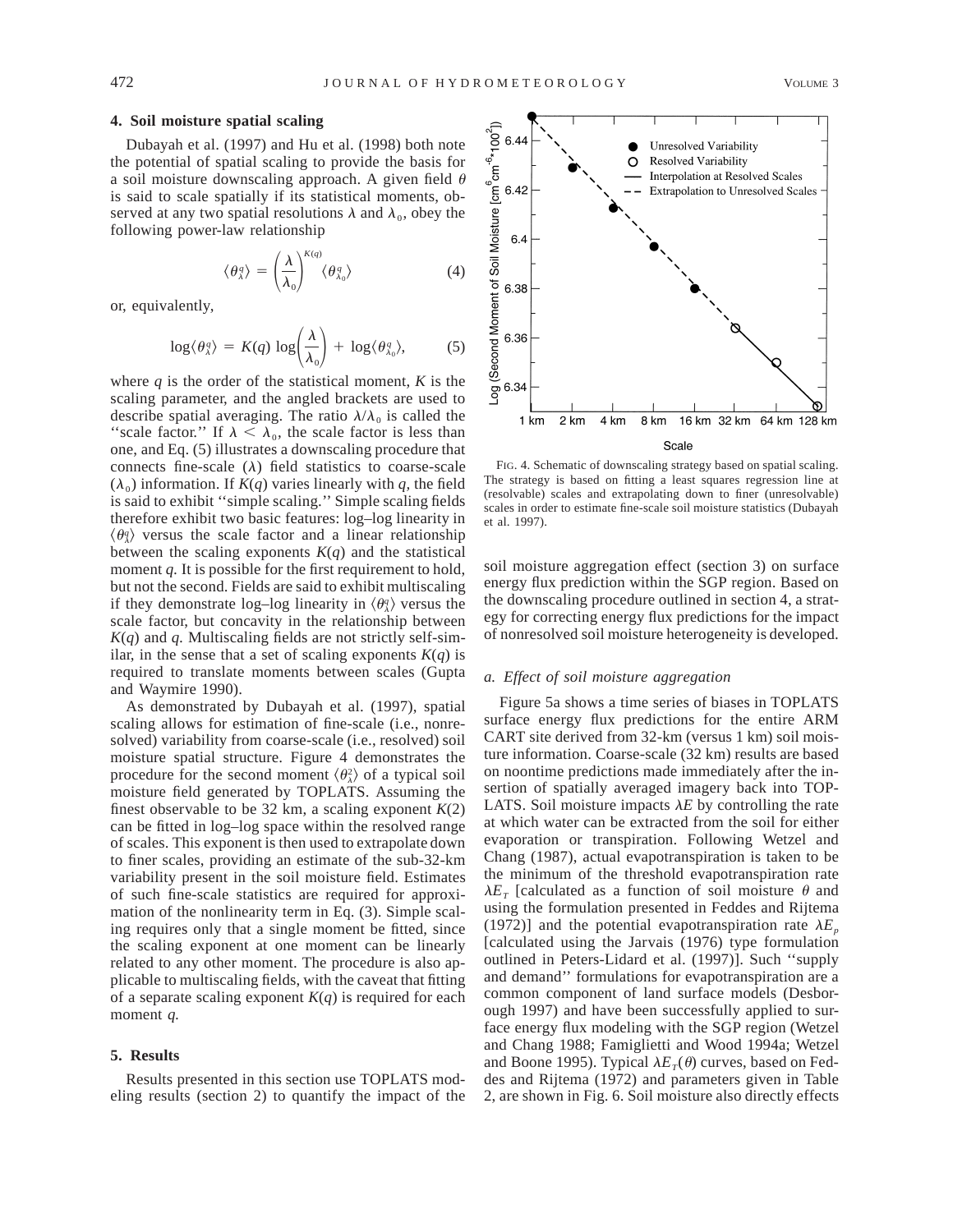## 4. Soil moisture spatial scaling

Dubayah et al. (1997) and Hu et al. (1998) both note the potential of spatial scaling to provide the basis for a soil moisture downscaling approach. A given field $\theta$ is said to scale spatially if its statistical moments, observed at any two spatial resolutions $\lambda$ and $\lambda_0$, obey the following power-law relationship

$$\langle \theta_\lambda^q \rangle = \left(\frac{\lambda}{\lambda_0}\right)^{K(q)} \langle \theta_{\lambda_0}^q \rangle \tag{4}$$

or, equivalently,

$$\log\langle \theta_\lambda^q \rangle = K(q) \log\left(\frac{\lambda}{\lambda_0}\right) + \log\langle \theta_{\lambda_0}^q \rangle, \tag{5}$$

where $q$ is the order of the statistical moment, $K$ is the scaling parameter, and the angled brackets are used to describe spatial averaging. The ratio $\lambda/\lambda_0$ is called the "scale factor." If $\lambda < \lambda_0$, the scale factor is less than one, and Eq. (5) illustrates a downscaling procedure that connects fine-scale ($\lambda$) field statistics to coarse-scale ($\lambda_0$) information. If $K(q)$ varies linearly with $q$, the field is said to exhibit "simple scaling." Simple scaling fields therefore exhibit two basic features: log–log linearity in $\langle \theta_\lambda^q \rangle$ versus the scale factor and a linear relationship between the scaling exponents $K(q)$ and the statistical moment $q$. It is possible for the first requirement to hold, but not the second. Fields are said to exhibit multiscaling if they demonstrate log–log linearity in $\langle \theta_\lambda^q \rangle$ versus the scale factor, but concavity in the relationship between $K(q)$ and $q$. Multiscaling fields are not strictly self-similar, in the sense that a set of scaling exponents $K(q)$ is required to translate moments between scales (Gupta and Waymire 1990).

As demonstrated by Dubayah et al. (1997), spatial scaling allows for estimation of fine-scale (i.e., nonresolved) variability from coarse-scale (i.e., resolved) soil moisture spatial structure. Figure 4 demonstrates the procedure for the second moment $\langle \theta_\lambda^2 \rangle$ of a typical soil moisture field generated by TOPLATS. Assuming the finest observable to be 32 km, a scaling exponent $K(2)$ can be fitted in log–log space within the resolved range of scales. This exponent is then used to extrapolate down to finer scales, providing an estimate of the sub-32-km variability present in the soil moisture field. Estimates of such fine-scale statistics are required for approximation of the nonlinearity term in Eq. (3). Simple scaling requires only that a single moment be fitted, since the scaling exponent at one moment can be linearly related to any other moment. The procedure is also applicable to multiscaling fields, with the caveat that fitting of a separate scaling exponent $K(q)$ is required for each moment $q$.

FIG. 4. Schematic of downscaling strategy based on spatial scaling. The strategy is based on fitting a least squares regression line at (resolvable) scales and extrapolating down to finer (unresolvable) scales in order to estimate fine-scale soil moisture statistics (Dubayah et al. 1997).

## 5. Results

Results presented in this section use TOPLATS modeling results (section 2) to quantify the impact of the soil moisture aggregation effect (section 3) on surface energy flux prediction within the SGP region. Based on the downscaling procedure outlined in section 4, a strategy for correcting energy flux predictions for the impact of nonresolved soil moisture heterogeneity is developed.

### *a. Effect of soil moisture aggregation*

Figure 5a shows a time series of biases in TOPLATS surface energy flux predictions for the entire ARM CART site derived from 32-km (versus 1 km) soil moisture information. Coarse-scale (32 km) results are based on noontime predictions made immediately after the insertion of spatially averaged imagery back into TOPLATS. Soil moisture impacts $\lambda E$ by controlling the rate at which water can be extracted from the soil for either evaporation or transpiration. Following Wetzel and Chang (1987), actual evapotranspiration is taken to be the minimum of the threshold evapotranspiration rate $\lambda E_T$ [calculated as a function of soil moisture $\theta$ and using the formulation presented in Feddes and Rijtema (1972)] and the potential evapotranspiration rate $\lambda E_p$ [calculated using the Jarvais (1976) type formulation outlined in Peters-Lidard et al. (1997)]. Such "supply and demand" formulations for evapotranspiration are a common component of land surface models (Desborough 1997) and have been successfully applied to surface energy flux modeling with the SGP region (Wetzel and Chang 1988; Famiglietti and Wood 1994a; Wetzel and Boone 1995). Typical $\lambda E_T(\theta)$ curves, based on Feddes and Rijtema (1972) and parameters given in Table 2, are shown in Fig. 6. Soil moisture also directly effects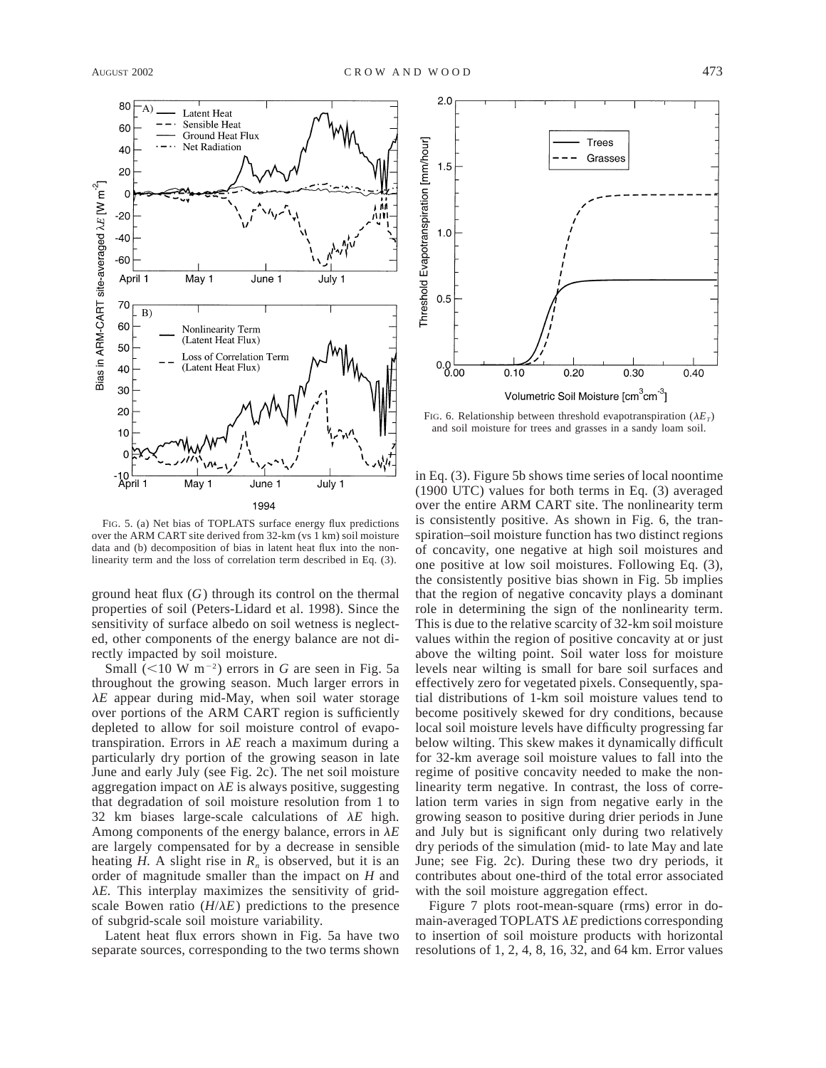FIG. 5. (a) Net bias of TOPLATS surface energy flux predictions over the ARM CART site derived from 32-km (vs 1 km) soil moisture data and (b) decomposition of bias in latent heat flux into the nonlinearity term and the loss of correlation term described in Eq. (3).

FIG. 6. Relationship between threshold evapotranspiration ($\lambda E_T$) and soil moisture for trees and grasses in a sandy loam soil.

ground heat flux ($G$) through its control on the thermal properties of soil (Peters-Lidard et al. 1998). Since the sensitivity of surface albedo on soil wetness is neglected, other components of the energy balance are not directly impacted by soil moisture.

Small ($<$10 W m$^{-2}$) errors in $G$ are seen in Fig. 5a throughout the growing season. Much larger errors in $\lambda E$ appear during mid-May, when soil water storage over portions of the ARM CART region is sufficiently depleted to allow for soil moisture control of evapotranspiration. Errors in $\lambda E$ reach a maximum during a particularly dry portion of the growing season in late June and early July (see Fig. 2c). The net soil moisture aggregation impact on $\lambda E$ is always positive, suggesting that degradation of soil moisture resolution from 1 to 32 km biases large-scale calculations of $\lambda E$ high. Among components of the energy balance, errors in $\lambda E$ are largely compensated for by a decrease in sensible heating $H$. A slight rise in $R_n$ is observed, but it is an order of magnitude smaller than the impact on $H$ and $\lambda E$. This interplay maximizes the sensitivity of grid-scale Bowen ratio ($H/\lambda E$) predictions to the presence of subgrid-scale soil moisture variability.

Latent heat flux errors shown in Fig. 5a have two separate sources, corresponding to the two terms shown in Eq. (3). Figure 5b shows time series of local noontime (1900 UTC) values for both terms in Eq. (3) averaged over the entire ARM CART site. The nonlinearity term is consistently positive. As shown in Fig. 6, the transpiration–soil moisture function has two distinct regions of concavity, one negative at high soil moistures and one positive at low soil moistures. Following Eq. (3), the consistently positive bias shown in Fig. 5b implies that the region of negative concavity plays a dominant role in determining the sign of the nonlinearity term. This is due to the relative scarcity of 32-km soil moisture values within the region of positive concavity at or just above the wilting point. Soil water loss for moisture levels near wilting is small for bare soil surfaces and effectively zero for vegetated pixels. Consequently, spatial distributions of 1-km soil moisture values tend to become positively skewed for dry conditions, because local soil moisture levels have difficulty progressing far below wilting. This skew makes it dynamically difficult for 32-km average soil moisture values to fall into the regime of positive concavity needed to make the nonlinearity term negative. In contrast, the loss of correlation term varies in sign from negative early in the growing season to positive during drier periods in June and July but is significant only during two relatively dry periods of the simulation (mid- to late May and late June; see Fig. 2c). During these two dry periods, it contributes about one-third of the total error associated with the soil moisture aggregation effect.

Figure 7 plots root-mean-square (rms) error in domain-averaged TOPLATS $\lambda E$ predictions corresponding to insertion of soil moisture products with horizontal resolutions of 1, 2, 4, 8, 16, 32, and 64 km. Error values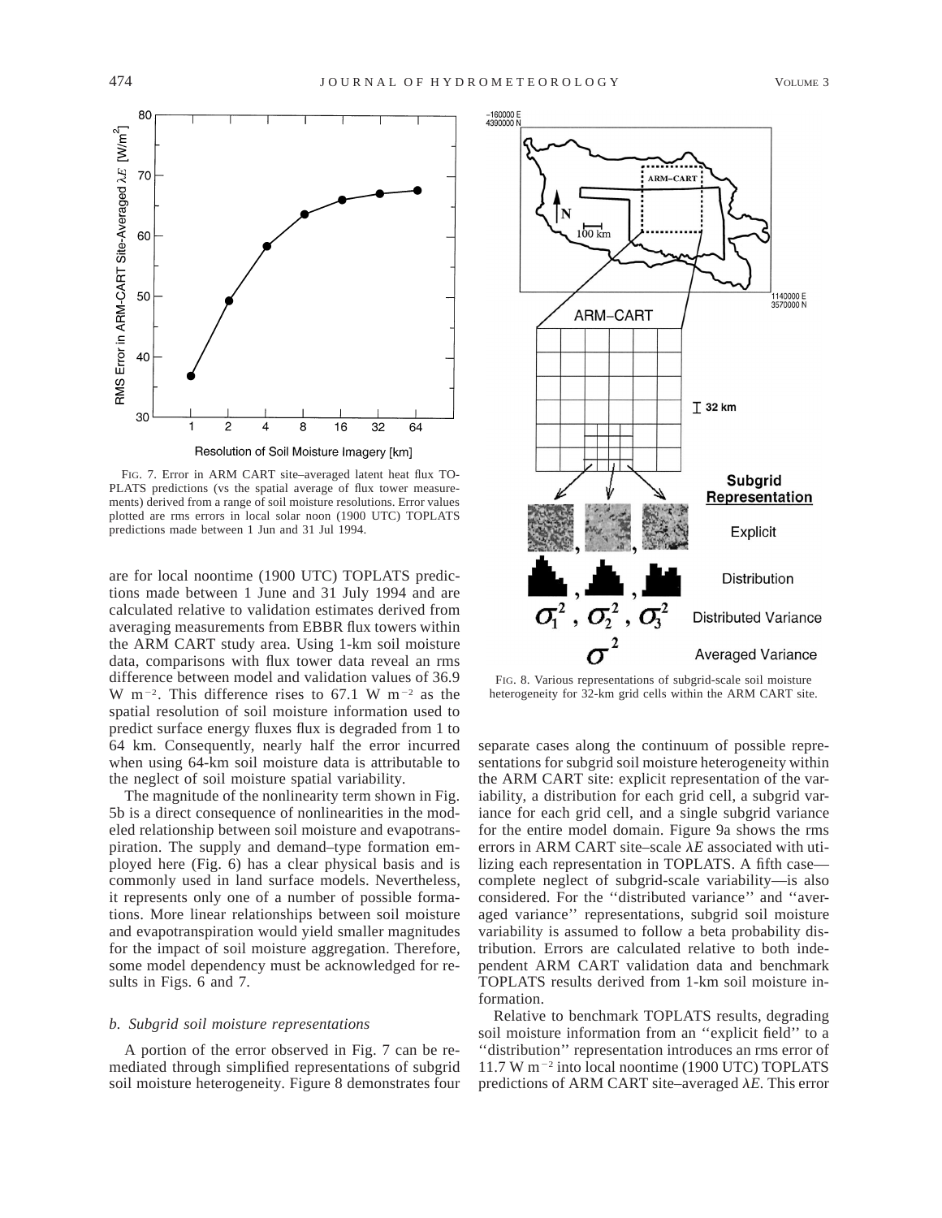FIG. 7. Error in ARM CART site–averaged latent heat flux TOPLATS predictions (vs the spatial average of flux tower measurements) derived from a range of soil moisture resolutions. Error values plotted are rms errors in local solar noon (1900 UTC) TOPLATS predictions made between 1 Jun and 31 Jul 1994.

are for local noontime (1900 UTC) TOPLATS predictions made between 1 June and 31 July 1994 and are calculated relative to validation estimates derived from averaging measurements from EBBR flux towers within the ARM CART study area. Using 1-km soil moisture data, comparisons with flux tower data reveal an rms difference between model and validation values of 36.9 W $m^{-2}$. This difference rises to 67.1 W $m^{-2}$ as the spatial resolution of soil moisture information used to predict surface energy fluxes flux is degraded from 1 to 64 km. Consequently, nearly half the error incurred when using 64-km soil moisture data is attributable to the neglect of soil moisture spatial variability.

The magnitude of the nonlinearity term shown in Fig. 5b is a direct consequence of nonlinearities in the modeled relationship between soil moisture and evapotranspiration. The supply and demand–type formation employed here (Fig. 6) has a clear physical basis and is commonly used in land surface models. Nevertheless, it represents only one of a number of possible formations. More linear relationships between soil moisture and evapotranspiration would yield smaller magnitudes for the impact of soil moisture aggregation. Therefore, some model dependency must be acknowledged for results in Figs. 6 and 7.

### *b. Subgrid soil moisture representations*

A portion of the error observed in Fig. 7 can be remediated through simplified representations of subgrid soil moisture heterogeneity. Figure 8 demonstrates four separate cases along the continuum of possible representations for subgrid soil moisture heterogeneity within the ARM CART site: explicit representation of the variability, a distribution for each grid cell, a subgrid variance for each grid cell, and a single subgrid variance for the entire model domain. Figure 9a shows the rms errors in ARM CART site–scale $\lambda E$ associated with utilizing each representation in TOPLATS. A fifth case—complete neglect of subgrid-scale variability—is also considered. For the "distributed variance" and "averaged variance" representations, subgrid soil moisture variability is assumed to follow a beta probability distribution. Errors are calculated relative to both independent ARM CART validation data and benchmark TOPLATS results derived from 1-km soil moisture information.

FIG. 8. Various representations of subgrid-scale soil moisture heterogeneity for 32-km grid cells within the ARM CART site.

Relative to benchmark TOPLATS results, degrading soil moisture information from an "explicit field" to a "distribution" representation introduces an rms error of 11.7 W $m^{-2}$ into local noontime (1900 UTC) TOPLATS predictions of ARM CART site–averaged $\lambda E$. This error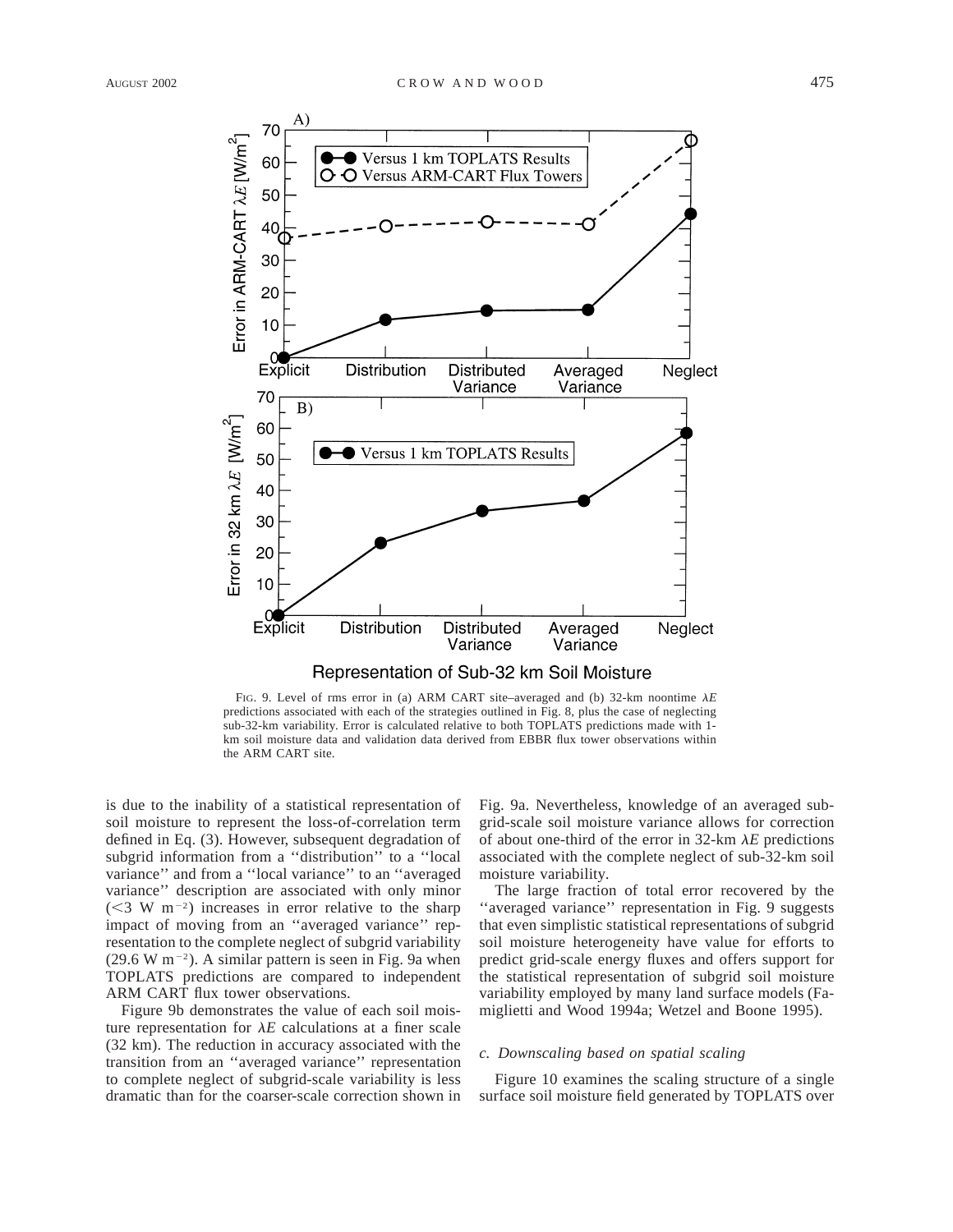FIG. 9. Level of rms error in (a) ARM CART site–averaged and (b) 32-km noontime $\lambda E$ predictions associated with each of the strategies outlined in Fig. 8, plus the case of neglecting sub-32-km variability. Error is calculated relative to both TOPLATS predictions made with 1-km soil moisture data and validation data derived from EBBR flux tower observations within the ARM CART site.

is due to the inability of a statistical representation of soil moisture to represent the loss-of-correlation term defined in Eq. (3). However, subsequent degradation of subgrid information from a ''distribution'' to a ''local variance'' and from a ''local variance'' to an ''averaged variance'' description are associated with only minor ($<3$ W m$^{-2}$) increases in error relative to the sharp impact of moving from an ''averaged variance'' representation to the complete neglect of subgrid variability (29.6 W m$^{-2}$). A similar pattern is seen in Fig. 9a when TOPLATS predictions are compared to independent ARM CART flux tower observations.

Figure 9b demonstrates the value of each soil moisture representation for $\lambda E$ calculations at a finer scale (32 km). The reduction in accuracy associated with the transition from an ''averaged variance'' representation to complete neglect of subgrid-scale variability is less dramatic than for the coarser-scale correction shown in Fig. 9a. Nevertheless, knowledge of an averaged subgrid-scale soil moisture variance allows for correction of about one-third of the error in 32-km $\lambda E$ predictions associated with the complete neglect of sub-32-km soil moisture variability.

The large fraction of total error recovered by the ''averaged variance'' representation in Fig. 9 suggests that even simplistic statistical representations of subgrid soil moisture heterogeneity have value for efforts to predict grid-scale energy fluxes and offers support for the statistical representation of subgrid soil moisture variability employed by many land surface models (Famiglietti and Wood 1994a; Wetzel and Boone 1995).

### *c. Downscaling based on spatial scaling*

Figure 10 examines the scaling structure of a single surface soil moisture field generated by TOPLATS over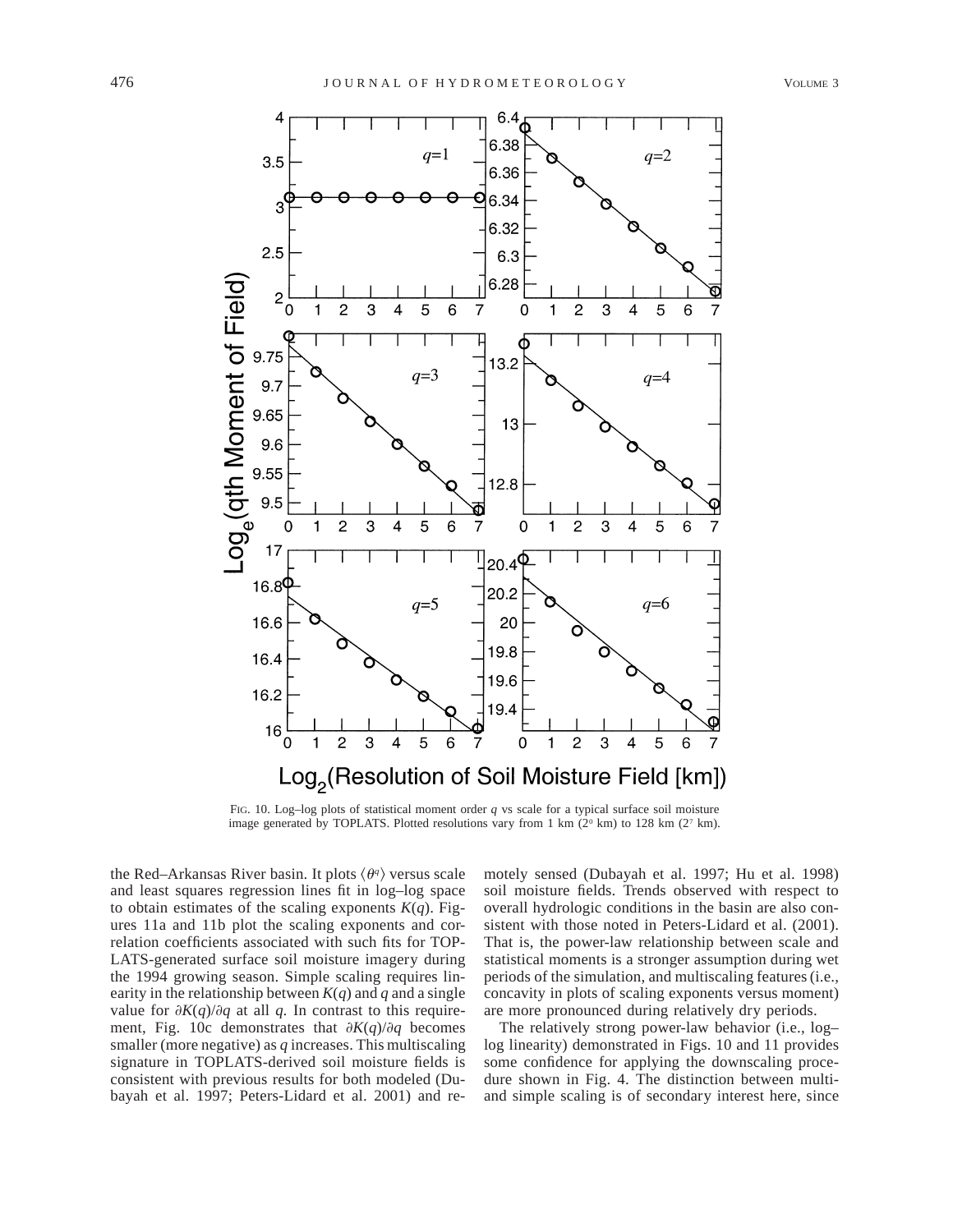FIG. 10. Log–log plots of statistical moment order $q$ vs scale for a typical surface soil moisture image generated by TOPLATS. Plotted resolutions vary from 1 km ($2^0$ km) to 128 km ($2^7$ km).

the Red–Arkansas River basin. It plots $\langle \theta^q \rangle$ versus scale and least squares regression lines fit in log–log space to obtain estimates of the scaling exponents $K(q)$. Figures 11a and 11b plot the scaling exponents and correlation coefficients associated with such fits for TOPLATS-generated surface soil moisture imagery during the 1994 growing season. Simple scaling requires linearity in the relationship between $K(q)$ and $q$ and a single value for $\partial K(q)/\partial q$ at all $q$. In contrast to this requirement, Fig. 10c demonstrates that $\partial K(q)/\partial q$ becomes smaller (more negative) as $q$ increases. This multiscaling signature in TOPLATS-derived soil moisture fields is consistent with previous results for both modeled (Dubayah et al. 1997; Peters-Lidard et al. 2001) and remotely sensed (Dubayah et al. 1997; Hu et al. 1998) soil moisture fields. Trends observed with respect to overall hydrologic conditions in the basin are also consistent with those noted in Peters-Lidard et al. (2001). That is, the power-law relationship between scale and statistical moments is a stronger assumption during wet periods of the simulation, and multiscaling features (i.e., concavity in plots of scaling exponents versus moment) are more pronounced during relatively dry periods.

The relatively strong power-law behavior (i.e., log–log linearity) demonstrated in Figs. 10 and 11 provides some confidence for applying the downscaling procedure shown in Fig. 4. The distinction between multi- and simple scaling is of secondary interest here, since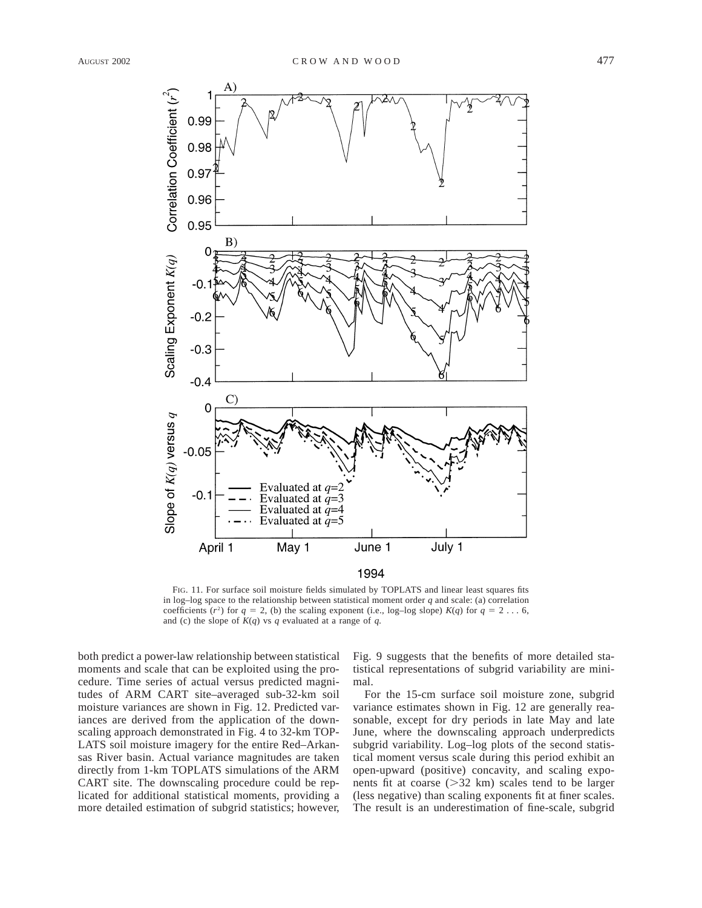FIG. 11. For surface soil moisture fields simulated by TOPLATS and linear least squares fits in log–log space to the relationship between statistical moment order $q$ and scale: (a) correlation coefficients ($r^2$) for $q = 2$, (b) the scaling exponent (i.e., log–log slope) $K(q)$ for $q = 2 \ldots 6$, and (c) the slope of $K(q)$ vs $q$ evaluated at a range of $q$.

both predict a power-law relationship between statistical moments and scale that can be exploited using the procedure. Time series of actual versus predicted magnitudes of ARM CART site–averaged sub-32-km soil moisture variances are shown in Fig. 12. Predicted variances are derived from the application of the downscaling approach demonstrated in Fig. 4 to 32-km TOPLATS soil moisture imagery for the entire Red–Arkansas River basin. Actual variance magnitudes are taken directly from 1-km TOPLATS simulations of the ARM CART site. The downscaling procedure could be replicated for additional statistical moments, providing a more detailed estimation of subgrid statistics; however, Fig. 9 suggests that the benefits of more detailed statistical representations of subgrid variability are minimal.

For the 15-cm surface soil moisture zone, subgrid variance estimates shown in Fig. 12 are generally reasonable, except for dry periods in late May and late June, where the downscaling approach underpredicts subgrid variability. Log–log plots of the second statistical moment versus scale during this period exhibit an open-upward (positive) concavity, and scaling exponents fit at coarse (>32 km) scales tend to be larger (less negative) than scaling exponents fit at finer scales. The result is an underestimation of fine-scale, subgrid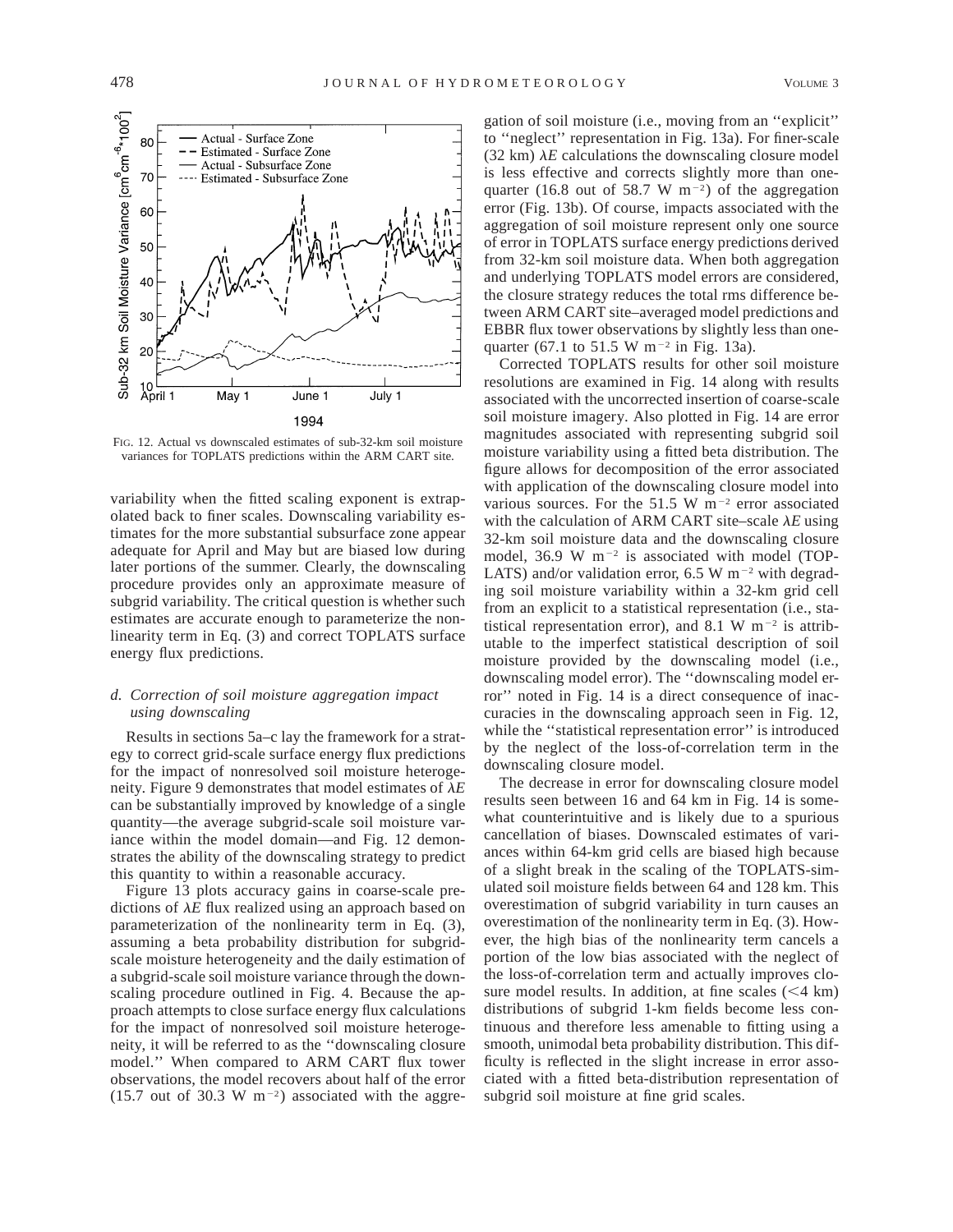FIG. 12. Actual vs downscaled estimates of sub-32-km soil moisture variances for TOPLATS predictions within the ARM CART site.

variability when the fitted scaling exponent is extrapolated back to finer scales. Downscaling variability estimates for the more substantial subsurface zone appear adequate for April and May but are biased low during later portions of the summer. Clearly, the downscaling procedure provides only an approximate measure of subgrid variability. The critical question is whether such estimates are accurate enough to parameterize the nonlinearity term in Eq. (3) and correct TOPLATS surface energy flux predictions.

### *d. Correction of soil moisture aggregation impact using downscaling*

Results in sections 5a–c lay the framework for a strategy to correct grid-scale surface energy flux predictions for the impact of nonresolved soil moisture heterogeneity. Figure 9 demonstrates that model estimates of $\lambda E$ can be substantially improved by knowledge of a single quantity—the average subgrid-scale soil moisture variance within the model domain—and Fig. 12 demonstrates the ability of the downscaling strategy to predict this quantity to within a reasonable accuracy.

Figure 13 plots accuracy gains in coarse-scale predictions of $\lambda E$ flux realized using an approach based on parameterization of the nonlinearity term in Eq. (3), assuming a beta probability distribution for subgrid-scale moisture heterogeneity and the daily estimation of a subgrid-scale soil moisture variance through the downscaling procedure outlined in Fig. 4. Because the approach attempts to close surface energy flux calculations for the impact of nonresolved soil moisture heterogeneity, it will be referred to as the ''downscaling closure model.'' When compared to ARM CART flux tower observations, the model recovers about half of the error (15.7 out of 30.3 W m$^{-2}$) associated with the aggregation of soil moisture (i.e., moving from an ''explicit'' to ''neglect'' representation in Fig. 13a). For finer-scale (32 km) $\lambda E$ calculations the downscaling closure model is less effective and corrects slightly more than one-quarter (16.8 out of 58.7 W m$^{-2}$) of the aggregation error (Fig. 13b). Of course, impacts associated with the aggregation of soil moisture represent only one source of error in TOPLATS surface energy predictions derived from 32-km soil moisture data. When both aggregation and underlying TOPLATS model errors are considered, the closure strategy reduces the total rms difference between ARM CART site–averaged model predictions and EBBR flux tower observations by slightly less than one-quarter (67.1 to 51.5 W m$^{-2}$ in Fig. 13a).

Corrected TOPLATS results for other soil moisture resolutions are examined in Fig. 14 along with results associated with the uncorrected insertion of coarse-scale soil moisture imagery. Also plotted in Fig. 14 are error magnitudes associated with representing subgrid soil moisture variability using a fitted beta distribution. The figure allows for decomposition of the error associated with application of the downscaling closure model into various sources. For the 51.5 W m$^{-2}$ error associated with the calculation of ARM CART site–scale $\lambda E$ using 32-km soil moisture data and the downscaling closure model, 36.9 W m$^{-2}$ is associated with model (TOPLATS) and/or validation error, 6.5 W m$^{-2}$ with degrading soil moisture variability within a 32-km grid cell from an explicit to a statistical representation (i.e., statistical representation error), and 8.1 W m$^{-2}$ is attributable to the imperfect statistical description of soil moisture provided by the downscaling model (i.e., downscaling model error). The ''downscaling model error'' noted in Fig. 14 is a direct consequence of inaccuracies in the downscaling approach seen in Fig. 12, while the ''statistical representation error'' is introduced by the neglect of the loss-of-correlation term in the downscaling closure model.

The decrease in error for downscaling closure model results seen between 16 and 64 km in Fig. 14 is somewhat counterintuitive and is likely due to a spurious cancellation of biases. Downscaled estimates of variances within 64-km grid cells are biased high because of a slight break in the scaling of the TOPLATS-simulated soil moisture fields between 64 and 128 km. This overestimation of subgrid variability in turn causes an overestimation of the nonlinearity term in Eq. (3). However, the high bias of the nonlinearity term cancels a portion of the low bias associated with the neglect of the loss-of-correlation term and actually improves closure model results. In addition, at fine scales (<4 km) distributions of subgrid 1-km fields become less continuous and therefore less amenable to fitting using a smooth, unimodal beta probability distribution. This difficulty is reflected in the slight increase in error associated with a fitted beta-distribution representation of subgrid soil moisture at fine grid scales.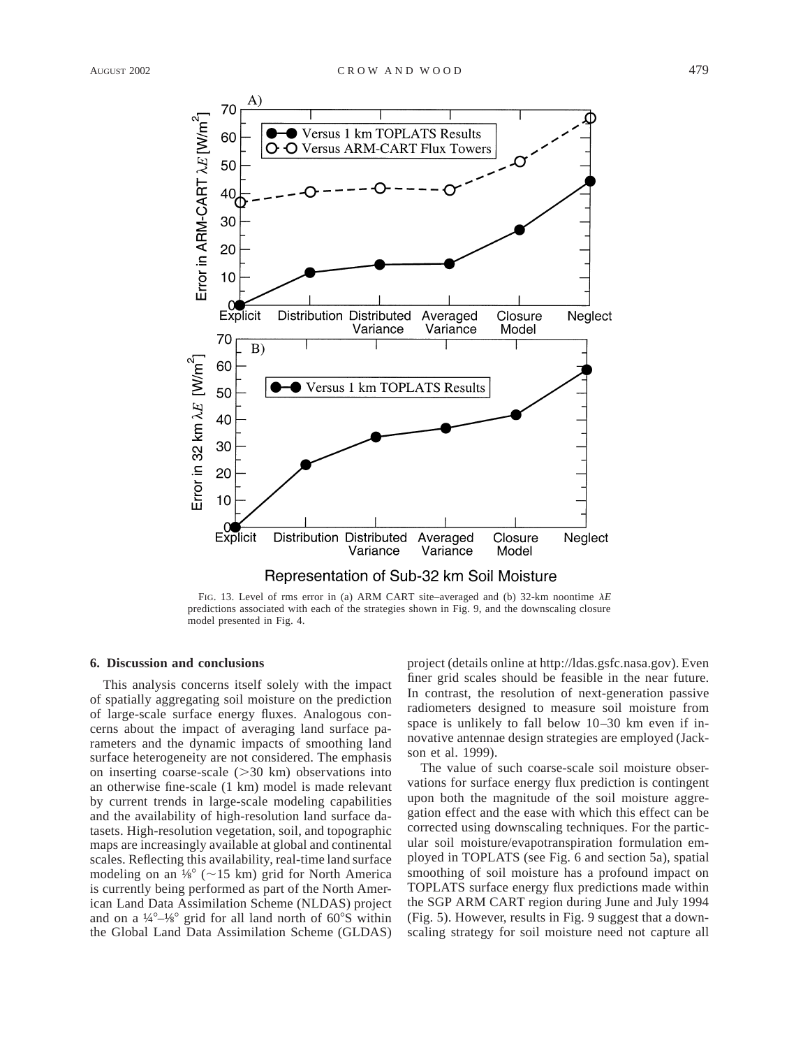FIG. 13. Level of rms error in (a) ARM CART site–averaged and (b) 32-km noontime $\lambda E$ predictions associated with each of the strategies shown in Fig. 9, and the downscaling closure model presented in Fig. 4.

## 6. Discussion and conclusions

This analysis concerns itself solely with the impact of spatially aggregating soil moisture on the prediction of large-scale surface energy fluxes. Analogous concerns about the impact of averaging land surface parameters and the dynamic impacts of smoothing land surface heterogeneity are not considered. The emphasis on inserting coarse-scale (>30 km) observations into an otherwise fine-scale (1 km) model is made relevant by current trends in large-scale modeling capabilities and the availability of high-resolution land surface datasets. High-resolution vegetation, soil, and topographic maps are increasingly available at global and continental scales. Reflecting this availability, real-time land surface modeling on an ⅛° (~15 km) grid for North America is currently being performed as part of the North American Land Data Assimilation Scheme (NLDAS) project and on a ¼°–⅛° grid for all land north of 60°S within the Global Land Data Assimilation Scheme (GLDAS) project (details online at http://ldas.gsfc.nasa.gov). Even finer grid scales should be feasible in the near future. In contrast, the resolution of next-generation passive radiometers designed to measure soil moisture from space is unlikely to fall below 10–30 km even if innovative antennae design strategies are employed (Jackson et al. 1999).

The value of such coarse-scale soil moisture observations for surface energy flux prediction is contingent upon both the magnitude of the soil moisture aggregation effect and the ease with which this effect can be corrected using downscaling techniques. For the particular soil moisture/evapotranspiration formulation employed in TOPLATS (see Fig. 6 and section 5a), spatial smoothing of soil moisture has a profound impact on TOPLATS surface energy flux predictions made within the SGP ARM CART region during June and July 1994 (Fig. 5). However, results in Fig. 9 suggest that a downscaling strategy for soil moisture need not capture all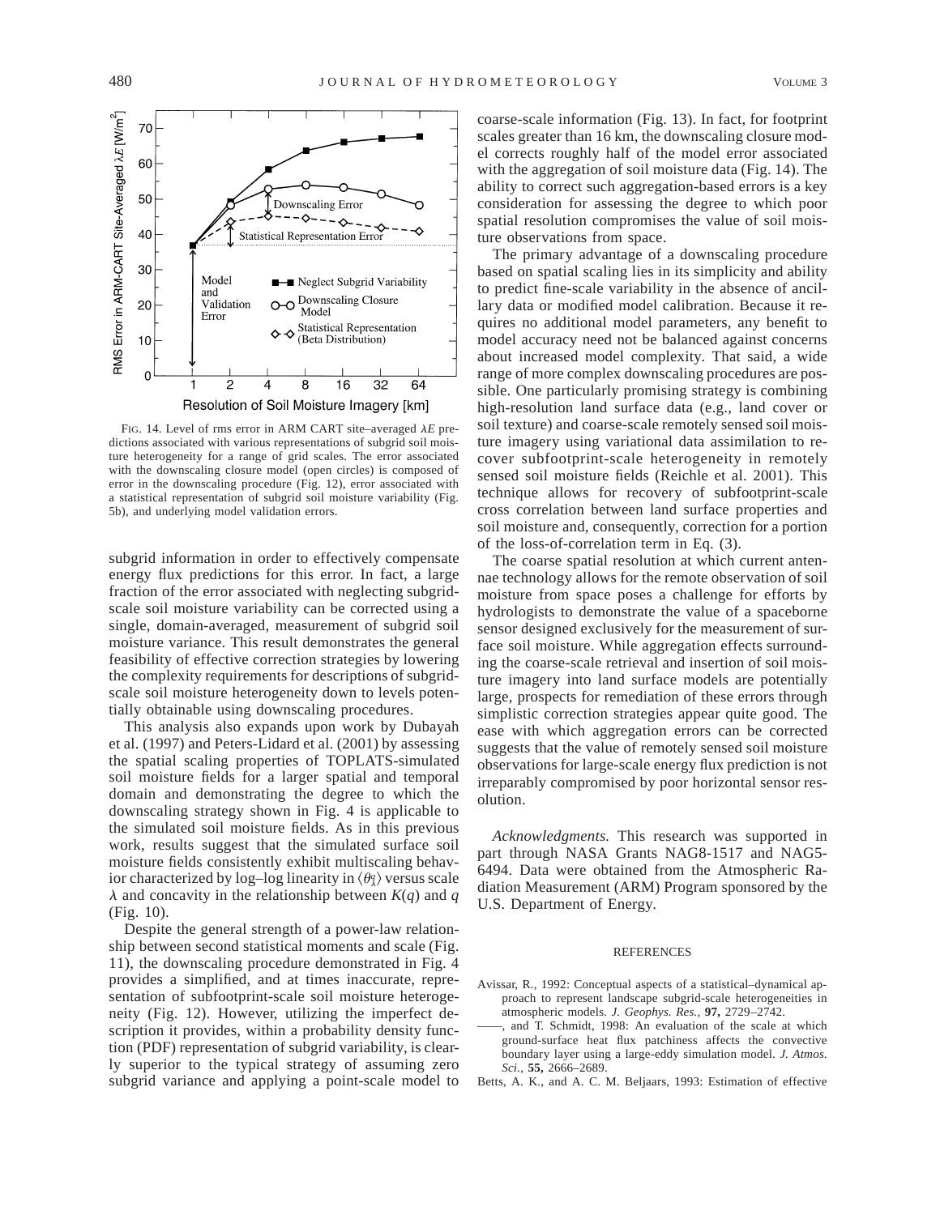FIG. 14. Level of rms error in ARM CART site–averaged $\lambda E$ predictions associated with various representations of subgrid soil moisture heterogeneity for a range of grid scales. The error associated with the downscaling closure model (open circles) is composed of error in the downscaling procedure (Fig. 12), error associated with a statistical representation of subgrid soil moisture variability (Fig. 5b), and underlying model validation errors.

subgrid information in order to effectively compensate energy flux predictions for this error. In fact, a large fraction of the error associated with neglecting subgrid-scale soil moisture variability can be corrected using a single, domain-averaged, measurement of subgrid soil moisture variance. This result demonstrates the general feasibility of effective correction strategies by lowering the complexity requirements for descriptions of subgrid-scale soil moisture heterogeneity down to levels potentially obtainable using downscaling procedures.

This analysis also expands upon work by Dubayah et al. (1997) and Peters-Lidard et al. (2001) by assessing the spatial scaling properties of TOPLATS-simulated soil moisture fields for a larger spatial and temporal domain and demonstrating the degree to which the downscaling strategy shown in Fig. 4 is applicable to the simulated soil moisture fields. As in this previous work, results suggest that the simulated surface soil moisture fields consistently exhibit multiscaling behavior characterized by log–log linearity in $\langle \theta_\lambda^q \rangle$ versus scale $\lambda$ and concavity in the relationship between $K(q)$ and $q$ (Fig. 10).

Despite the general strength of a power-law relationship between second statistical moments and scale (Fig. 11), the downscaling procedure demonstrated in Fig. 4 provides a simplified, and at times inaccurate, representation of subfootprint-scale soil moisture heterogeneity (Fig. 12). However, utilizing the imperfect description it provides, within a probability density function (PDF) representation of subgrid variability, is clearly superior to the typical strategy of assuming zero subgrid variance and applying a point-scale model to coarse-scale information (Fig. 13). In fact, for footprint scales greater than 16 km, the downscaling closure model corrects roughly half of the model error associated with the aggregation of soil moisture data (Fig. 14). The ability to correct such aggregation-based errors is a key consideration for assessing the degree to which poor spatial resolution compromises the value of soil moisture observations from space.

The primary advantage of a downscaling procedure based on spatial scaling lies in its simplicity and ability to predict fine-scale variability in the absence of ancillary data or modified model calibration. Because it requires no additional model parameters, any benefit to model accuracy need not be balanced against concerns about increased model complexity. That said, a wide range of more complex downscaling procedures are possible. One particularly promising strategy is combining high-resolution land surface data (e.g., land cover or soil texture) and coarse-scale remotely sensed soil moisture imagery using variational data assimilation to recover subfootprint-scale heterogeneity in remotely sensed soil moisture fields (Reichle et al. 2001). This technique allows for recovery of subfootprint-scale cross correlation between land surface properties and soil moisture and, consequently, correction for a portion of the loss-of-correlation term in Eq. (3).

The coarse spatial resolution at which current antennae technology allows for the remote observation of soil moisture from space poses a challenge for efforts by hydrologists to demonstrate the value of a spaceborne sensor designed exclusively for the measurement of surface soil moisture. While aggregation effects surrounding the coarse-scale retrieval and insertion of soil moisture imagery into land surface models are potentially large, prospects for remediation of these errors through simplistic correction strategies appear quite good. The ease with which aggregation errors can be corrected suggests that the value of remotely sensed soil moisture observations for large-scale energy flux prediction is not irreparably compromised by poor horizontal sensor resolution.

*Acknowledgments.* This research was supported in part through NASA Grants NAG8-1517 and NAG5-6494. Data were obtained from the Atmospheric Radiation Measurement (ARM) Program sponsored by the U.S. Department of Energy.

## REFERENCES

Avissar, R., 1992: Conceptual aspects of a statistical–dynamical approach to represent landscape subgrid-scale heterogeneities in atmospheric models. *J. Geophys. Res.,* **97,** 2729–2742.

——, and T. Schmidt, 1998: An evaluation of the scale at which ground-surface heat flux patchiness affects the convective boundary layer using a large-eddy simulation model. *J. Atmos. Sci.,* **55,** 2666–2689.

Betts, A. K., and A. C. M. Beljaars, 1993: Estimation of effective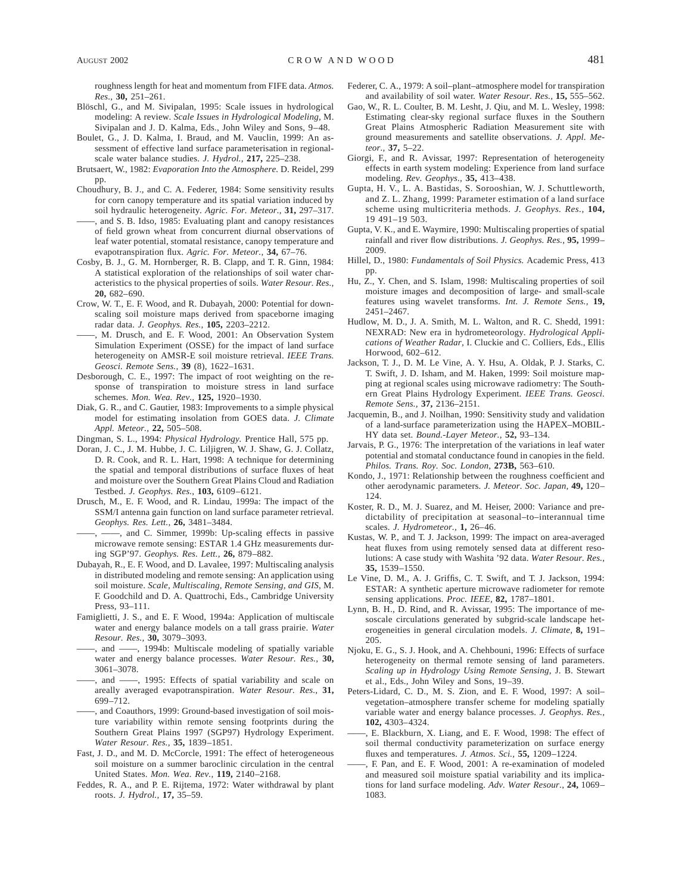roughness length for heat and momentum from FIFE data. *Atmos. Res.,* **30,** 251–261.

Blöschl, G., and M. Sivipalan, 1995: Scale issues in hydrological modeling: A review. *Scale Issues in Hydrological Modeling,* M. Sivipalan and J. D. Kalma, Eds., John Wiley and Sons, 9–48.

Boulet, G., J. D. Kalma, I. Braud, and M. Vauclin, 1999: An assessment of effective land surface parameterisation in regional-scale water balance studies. *J. Hydrol.,* **217,** 225–238.

Brutsaert, W., 1982: *Evaporation Into the Atmosphere.* D. Reidel, 299 pp.

Choudhury, B. J., and C. A. Federer, 1984: Some sensitivity results for corn canopy temperature and its spatial variation induced by soil hydraulic heterogeneity. *Agric. For. Meteor.,* **31,** 297–317.

——, and S. B. Idso, 1985: Evaluating plant and canopy resistances of field grown wheat from concurrent diurnal observations of leaf water potential, stomatal resistance, canopy temperature and evapotranspiration flux. *Agric. For. Meteor.,* **34,** 67–76.

Cosby, B. J., G. M. Hornberger, R. B. Clapp, and T. R. Ginn, 1984: A statistical exploration of the relationships of soil water characteristics to the physical properties of soils. *Water Resour. Res.,* **20,** 682–690.

Crow, W. T., E. F. Wood, and R. Dubayah, 2000: Potential for downscaling soil moisture maps derived from spaceborne imaging radar data. *J. Geophys. Res.,* **105,** 2203–2212.

——, M. Drusch, and E. F. Wood, 2001: An Observation System Simulation Experiment (OSSE) for the impact of land surface heterogeneity on AMSR-E soil moisture retrieval. *IEEE Trans. Geosci. Remote Sens.,* **39** (8), 1622–1631.

Desborough, C. E., 1997: The impact of root weighting on the response of transpiration to moisture stress in land surface schemes. *Mon. Wea. Rev.,* **125,** 1920–1930.

Diak, G. R., and C. Gautier, 1983: Improvements to a simple physical model for estimating insolation from GOES data. *J. Climate Appl. Meteor.,* **22,** 505–508.

Dingman, S. L., 1994: *Physical Hydrology.* Prentice Hall, 575 pp.

Doran, J. C., J. M. Hubbe, J. C. Liljigren, W. J. Shaw, G. J. Collatz, D. R. Cook, and R. L. Hart, 1998: A technique for determining the spatial and temporal distributions of surface fluxes of heat and moisture over the Southern Great Plains Cloud and Radiation Testbed. *J. Geophys. Res.,* **103,** 6109–6121.

Drusch, M., E. F. Wood, and R. Lindau, 1999a: The impact of the SSM/I antenna gain function on land surface parameter retrieval. *Geophys. Res. Lett.,* **26,** 3481–3484.

——, ——, and C. Simmer, 1999b: Up-scaling effects in passive microwave remote sensing: ESTAR 1.4 GHz measurements during SGP'97. *Geophys. Res. Lett.,* **26,** 879–882.

Dubayah, R., E. F. Wood, and D. Lavalee, 1997: Multiscaling analysis in distributed modeling and remote sensing: An application using soil moisture. *Scale, Multiscaling, Remote Sensing, and GIS,* M. F. Goodchild and D. A. Quattrochi, Eds., Cambridge University Press, 93–111.

Famiglietti, J. S., and E. F. Wood, 1994a: Application of multiscale water and energy balance models on a tall grass prairie. *Water Resour. Res.,* **30,** 3079–3093.

——, and ——, 1994b: Multiscale modeling of spatially variable water and energy balance processes. *Water Resour. Res.,* **30,** 3061–3078.

——, and ——, 1995: Effects of spatial variability and scale on areally averaged evapotranspiration. *Water Resour. Res.,* **31,** 699–712.

——, and Coauthors, 1999: Ground-based investigation of soil moisture variability within remote sensing footprints during the Southern Great Plains 1997 (SGP97) Hydrology Experiment. *Water Resour. Res.,* **35,** 1839–1851.

Fast, J. D., and M. D. McCorcle, 1991: The effect of heterogeneous soil moisture on a summer baroclinic circulation in the central United States. *Mon. Wea. Rev.,* **119,** 2140–2168.

Feddes, R. A., and P. E. Rijtema, 1972: Water withdrawal by plant roots. *J. Hydrol.,* **17,** 35–59.

Federer, C. A., 1979: A soil–plant–atmosphere model for transpiration and availability of soil water. *Water Resour. Res.,* **15,** 555–562.

Gao, W., R. L. Coulter, B. M. Lesht, J. Qiu, and M. L. Wesley, 1998: Estimating clear-sky regional surface fluxes in the Southern Great Plains Atmospheric Radiation Measurement site with ground measurements and satellite observations. *J. Appl. Meteor.,* **37,** 5–22.

Giorgi, F., and R. Avissar, 1997: Representation of heterogeneity effects in earth system modeling: Experience from land surface modeling. *Rev. Geophys.,* **35,** 413–438.

Gupta, H. V., L. A. Bastidas, S. Sorooshian, W. J. Schuttleworth, and Z. L. Zhang, 1999: Parameter estimation of a land surface scheme using multicriteria methods. *J. Geophys. Res.,* **104,** 19 491–19 503.

Gupta, V. K., and E. Waymire, 1990: Multiscaling properties of spatial rainfall and river flow distributions. *J. Geophys. Res.,* **95,** 1999–2009.

Hillel, D., 1980: *Fundamentals of Soil Physics.* Academic Press, 413 pp.

Hu, Z., Y. Chen, and S. Islam, 1998: Multiscaling properties of soil moisture images and decomposition of large- and small-scale features using wavelet transforms. *Int. J. Remote Sens.,* **19,** 2451–2467.

Hudlow, M. D., J. A. Smith, M. L. Walton, and R. C. Shedd, 1991: NEXRAD: New era in hydrometeorology. *Hydrological Applications of Weather Radar,* I. Cluckie and C. Colliers, Eds., Ellis Horwood, 602–612.

Jackson, T. J., D. M. Le Vine, A. Y. Hsu, A. Oldak, P. J. Starks, C. T. Swift, J. D. Isham, and M. Haken, 1999: Soil moisture mapping at regional scales using microwave radiometry: The Southern Great Plains Hydrology Experiment. *IEEE Trans. Geosci. Remote Sens.,* **37,** 2136–2151.

Jacquemin, B., and J. Noilhan, 1990: Sensitivity study and validation of a land-surface parameterization using the HAPEX–MOBILHY data set. *Bound.-Layer Meteor.,* **52,** 93–134.

Jarvais, P. G., 1976: The interpretation of the variations in leaf water potential and stomatal conductance found in canopies in the field. *Philos. Trans. Roy. Soc. London,* **273B,** 563–610.

Kondo, J., 1971: Relationship between the roughness coefficient and other aerodynamic parameters. *J. Meteor. Soc. Japan,* **49,** 120–124.

Koster, R. D., M. J. Suarez, and M. Heiser, 2000: Variance and predictability of precipitation at seasonal–to–interannual time scales. *J. Hydrometeor.,* **1,** 26–46.

Kustas, W. P., and T. J. Jackson, 1999: The impact on area-averaged heat fluxes from using remotely sensed data at different resolutions: A case study with Washita '92 data. *Water Resour. Res.,* **35,** 1539–1550.

Le Vine, D. M., A. J. Griffis, C. T. Swift, and T. J. Jackson, 1994: ESTAR: A synthetic aperture microwave radiometer for remote sensing applications. *Proc. IEEE,* **82,** 1787–1801.

Lynn, B. H., D. Rind, and R. Avissar, 1995: The importance of mesoscale circulations generated by subgrid-scale landscape heterogeneities in general circulation models. *J. Climate,* **8,** 191–205.

Njoku, E. G., S. J. Hook, and A. Chehbouni, 1996: Effects of surface heterogeneity on thermal remote sensing of land parameters. *Scaling up in Hydrology Using Remote Sensing,* J. B. Stewart et al., Eds., John Wiley and Sons, 19–39.

Peters-Lidard, C. D., M. S. Zion, and E. F. Wood, 1997: A soil–vegetation–atmosphere transfer scheme for modeling spatially variable water and energy balance processes. *J. Geophys. Res.,* **102,** 4303–4324.

——, E. Blackburn, X. Liang, and E. F. Wood, 1998: The effect of soil thermal conductivity parameterization on surface energy fluxes and temperatures. *J. Atmos. Sci.,* **55,** 1209–1224.

——, F. Pan, and E. F. Wood, 2001: A re-examination of modeled and measured soil moisture spatial variability and its implications for land surface modeling. *Adv. Water Resour.,* **24,** 1069–1083.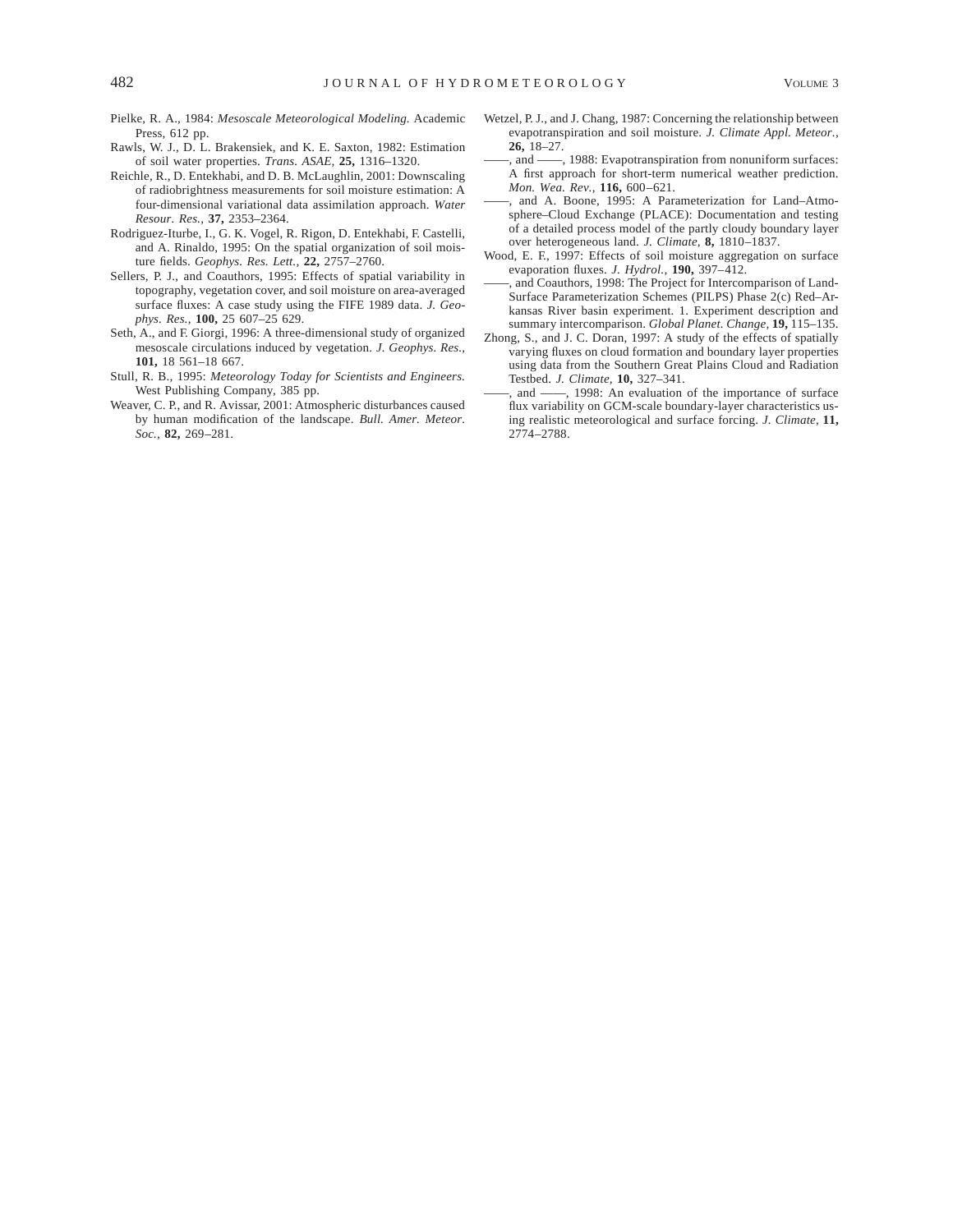Pielke, R. A., 1984: *Mesoscale Meteorological Modeling.* Academic Press, 612 pp.

Rawls, W. J., D. L. Brakensiek, and K. E. Saxton, 1982: Estimation of soil water properties. *Trans. ASAE,* **25,** 1316–1320.

Reichle, R., D. Entekhabi, and D. B. McLaughlin, 2001: Downscaling of radiobrightness measurements for soil moisture estimation: A four-dimensional variational data assimilation approach. *Water Resour. Res.,* **37,** 2353–2364.

Rodriguez-Iturbe, I., G. K. Vogel, R. Rigon, D. Entekhabi, F. Castelli, and A. Rinaldo, 1995: On the spatial organization of soil moisture fields. *Geophys. Res. Lett.,* **22,** 2757–2760.

Sellers, P. J., and Coauthors, 1995: Effects of spatial variability in topography, vegetation cover, and soil moisture on area-averaged surface fluxes: A case study using the FIFE 1989 data. *J. Geophys. Res.,* **100,** 25 607–25 629.

Seth, A., and F. Giorgi, 1996: A three-dimensional study of organized mesoscale circulations induced by vegetation. *J. Geophys. Res.,* **101,** 18 561–18 667.

Stull, R. B., 1995: *Meteorology Today for Scientists and Engineers.* West Publishing Company, 385 pp.

Weaver, C. P., and R. Avissar, 2001: Atmospheric disturbances caused by human modification of the landscape. *Bull. Amer. Meteor. Soc.,* **82,** 269–281.

Wetzel, P. J., and J. Chang, 1987: Concerning the relationship between evapotranspiration and soil moisture. *J. Climate Appl. Meteor.,* **26,** 18–27.

——, and ——, 1988: Evapotranspiration from nonuniform surfaces: A first approach for short-term numerical weather prediction. *Mon. Wea. Rev.,* **116,** 600–621.

——, and A. Boone, 1995: A Parameterization for Land–Atmosphere–Cloud Exchange (PLACE): Documentation and testing of a detailed process model of the partly cloudy boundary layer over heterogeneous land. *J. Climate,* **8,** 1810–1837.

Wood, E. F., 1997: Effects of soil moisture aggregation on surface evaporation fluxes. *J. Hydrol.,* **190,** 397–412.

——, and Coauthors, 1998: The Project for Intercomparison of Land-Surface Parameterization Schemes (PILPS) Phase 2(c) Red–Arkansas River basin experiment. 1. Experiment description and summary intercomparison. *Global Planet. Change,* **19,** 115–135.

Zhong, S., and J. C. Doran, 1997: A study of the effects of spatially varying fluxes on cloud formation and boundary layer properties using data from the Southern Great Plains Cloud and Radiation Testbed. *J. Climate,* **10,** 327–341.

——, and ——, 1998: An evaluation of the importance of surface flux variability on GCM-scale boundary-layer characteristics using realistic meteorological and surface forcing. *J. Climate,* **11,** 2774–2788.